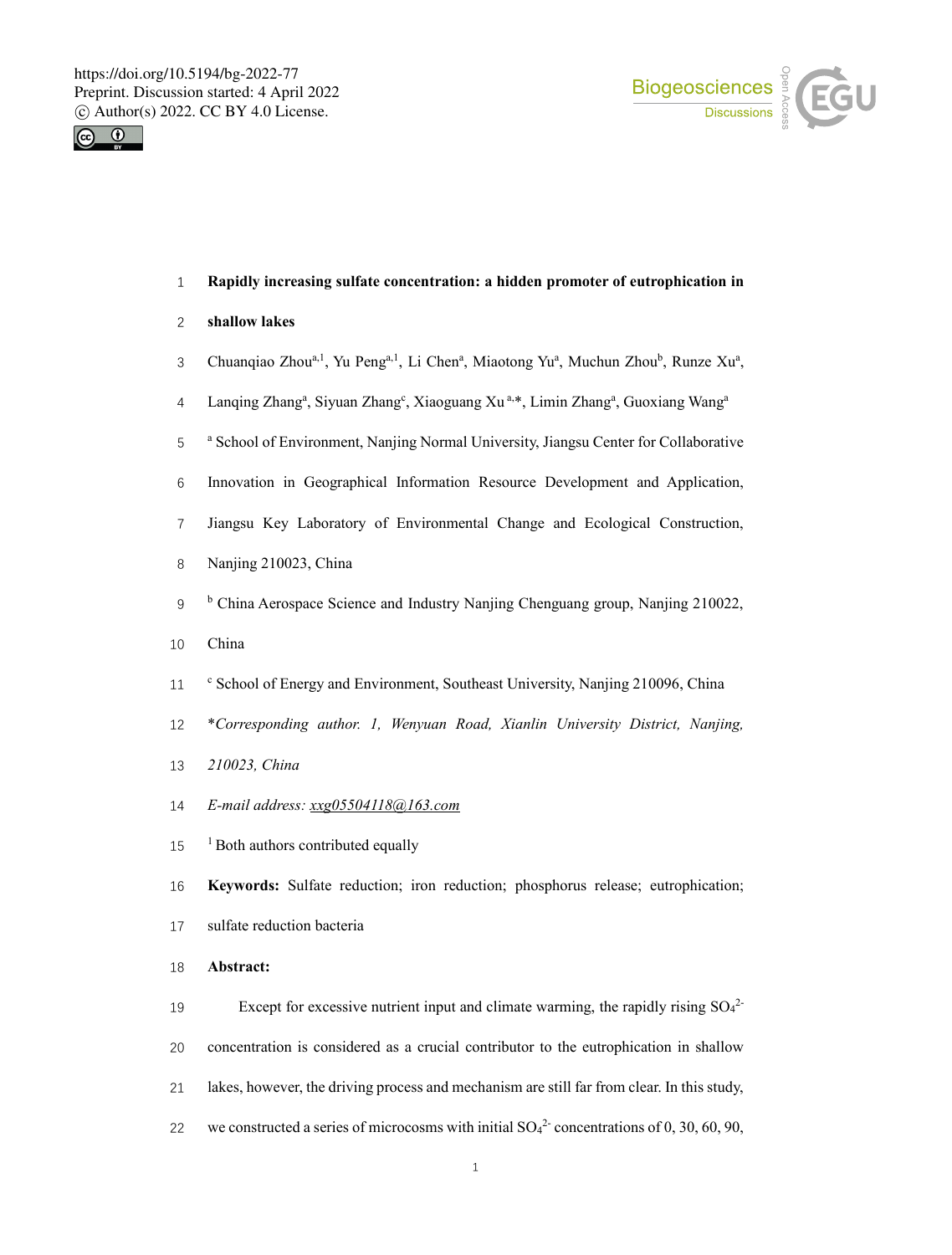# Rapidly increasing sulfate concentration: a hidden promoter of eutrophication in shallow lakes

Chuanqiao Zhou[a,1], Yu Peng[a,1], Li Chen[a], Miaotong Yu[a], Muchun Zhou[b], Runze Xu[a], Lanqing Zhang[a], Siyuan Zhang[c], Xiaoguang Xu [a,*], Limin Zhang[a], Guoxiang Wang[a]

[a] School of Environment, Nanjing Normal University, Jiangsu Center for Collaborative Innovation in Geographical Information Resource Development and Application, Jiangsu Key Laboratory of Environmental Change and Ecological Construction, Nanjing 210023, China

[b] China Aerospace Science and Industry Nanjing Chenguang group, Nanjing 210022, China

[c] School of Energy and Environment, Southeast University, Nanjing 210096, China

*\*Corresponding author. 1, Wenyuan Road, Xianlin University District, Nanjing, 210023, China*

*E-mail address: xxg05504118@163.com*

[1] Both authors contributed equally

**Keywords:** Sulfate reduction; iron reduction; phosphorus release; eutrophication; sulfate reduction bacteria

**Abstract:**

Except for excessive nutrient input and climate warming, the rapidly rising $SO_4^{2-}$ concentration is considered as a crucial contributor to the eutrophication in shallow lakes, however, the driving process and mechanism are still far from clear. In this study, we constructed a series of microcosms with initial $SO_4^{2-}$ concentrations of 0, 30, 60, 90,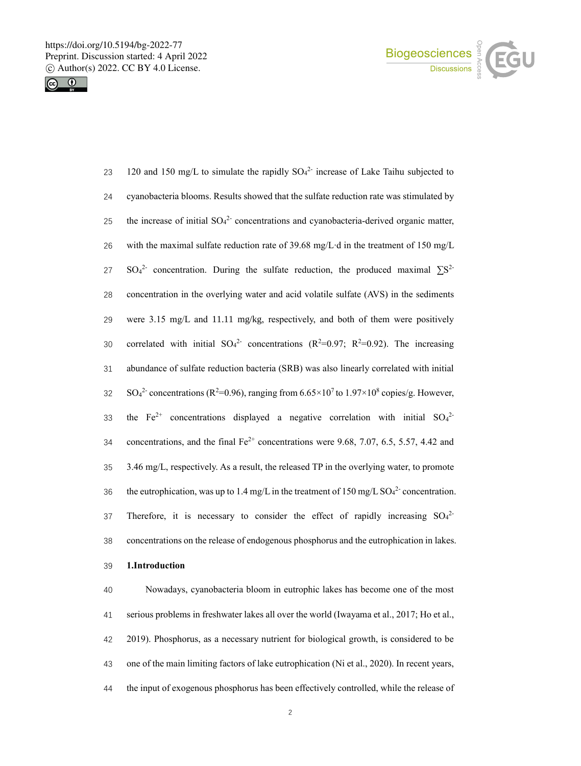120 and 150 mg/L to simulate the rapidly $SO_4^{2-}$ increase of Lake Taihu subjected to cyanobacteria blooms. Results showed that the sulfate reduction rate was stimulated by the increase of initial $SO_4^{2-}$ concentrations and cyanobacteria-derived organic matter, with the maximal sulfate reduction rate of 39.68 mg/L·d in the treatment of 150 mg/L $SO_4^{2-}$ concentration. During the sulfate reduction, the produced maximal $\sum S^{2-}$ concentration in the overlying water and acid volatile sulfate (AVS) in the sediments were 3.15 mg/L and 11.11 mg/kg, respectively, and both of them were positively correlated with initial $SO_4^{2-}$ concentrations ($R^2$=0.97; $R^2$=0.92). The increasing abundance of sulfate reduction bacteria (SRB) was also linearly correlated with initial $SO_4^{2-}$ concentrations ($R^2$=0.96), ranging from $6.65\times10^7$ to $1.97\times10^8$ copies/g. However, the $Fe^{2+}$ concentrations displayed a negative correlation with initial $SO_4^{2-}$ concentrations, and the final $Fe^{2+}$ concentrations were 9.68, 7.07, 6.5, 5.57, 4.42 and 3.46 mg/L, respectively. As a result, the released TP in the overlying water, to promote the eutrophication, was up to 1.4 mg/L in the treatment of 150 mg/L $SO_4^{2-}$ concentration. Therefore, it is necessary to consider the effect of rapidly increasing $SO_4^{2-}$ concentrations on the release of endogenous phosphorus and the eutrophication in lakes.

## 1.Introduction

Nowadays, cyanobacteria bloom in eutrophic lakes has become one of the most serious problems in freshwater lakes all over the world (Iwayama et al., 2017; Ho et al., 2019). Phosphorus, as a necessary nutrient for biological growth, is considered to be one of the main limiting factors of lake eutrophication (Ni et al., 2020). In recent years, the input of exogenous phosphorus has been effectively controlled, while the release of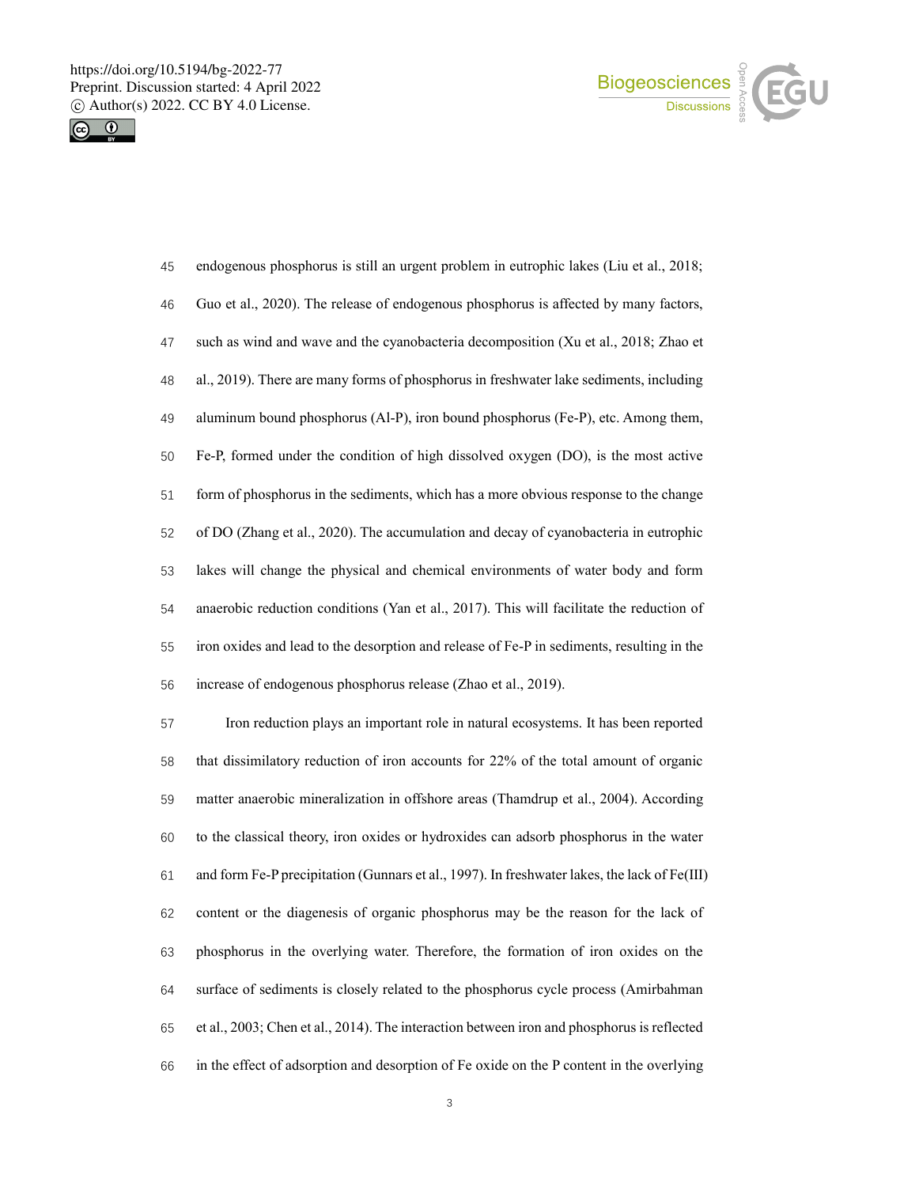endogenous phosphorus is still an urgent problem in eutrophic lakes (Liu et al., 2018; Guo et al., 2020). The release of endogenous phosphorus is affected by many factors, such as wind and wave and the cyanobacteria decomposition (Xu et al., 2018; Zhao et al., 2019). There are many forms of phosphorus in freshwater lake sediments, including aluminum bound phosphorus (Al-P), iron bound phosphorus (Fe-P), etc. Among them, Fe-P, formed under the condition of high dissolved oxygen (DO), is the most active form of phosphorus in the sediments, which has a more obvious response to the change of DO (Zhang et al., 2020). The accumulation and decay of cyanobacteria in eutrophic lakes will change the physical and chemical environments of water body and form anaerobic reduction conditions (Yan et al., 2017). This will facilitate the reduction of iron oxides and lead to the desorption and release of Fe-P in sediments, resulting in the increase of endogenous phosphorus release (Zhao et al., 2019).

Iron reduction plays an important role in natural ecosystems. It has been reported that dissimilatory reduction of iron accounts for 22% of the total amount of organic matter anaerobic mineralization in offshore areas (Thamdrup et al., 2004). According to the classical theory, iron oxides or hydroxides can adsorb phosphorus in the water and form Fe-P precipitation (Gunnars et al., 1997). In freshwater lakes, the lack of Fe(III) content or the diagenesis of organic phosphorus may be the reason for the lack of phosphorus in the overlying water. Therefore, the formation of iron oxides on the surface of sediments is closely related to the phosphorus cycle process (Amirbahman et al., 2003; Chen et al., 2014). The interaction between iron and phosphorus is reflected in the effect of adsorption and desorption of Fe oxide on the P content in the overlying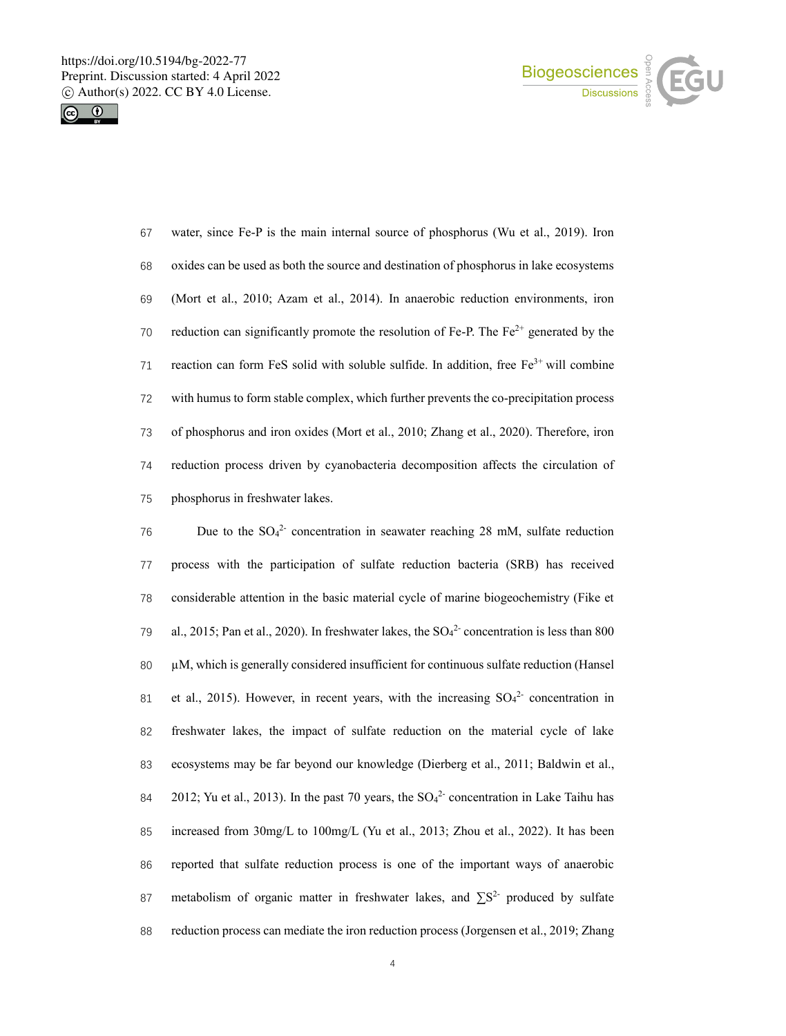water, since Fe-P is the main internal source of phosphorus (Wu et al., 2019). Iron oxides can be used as both the source and destination of phosphorus in lake ecosystems (Mort et al., 2010; Azam et al., 2014). In anaerobic reduction environments, iron reduction can significantly promote the resolution of Fe-P. The $Fe^{2+}$ generated by the reaction can form FeS solid with soluble sulfide. In addition, free $Fe^{3+}$ will combine with humus to form stable complex, which further prevents the co-precipitation process of phosphorus and iron oxides (Mort et al., 2010; Zhang et al., 2020). Therefore, iron reduction process driven by cyanobacteria decomposition affects the circulation of phosphorus in freshwater lakes.

Due to the $SO_4^{2-}$ concentration in seawater reaching 28 mM, sulfate reduction process with the participation of sulfate reduction bacteria (SRB) has received considerable attention in the basic material cycle of marine biogeochemistry (Fike et al., 2015; Pan et al., 2020). In freshwater lakes, the $SO_4^{2-}$ concentration is less than 800 μM, which is generally considered insufficient for continuous sulfate reduction (Hansel et al., 2015). However, in recent years, with the increasing $SO_4^{2-}$ concentration in freshwater lakes, the impact of sulfate reduction on the material cycle of lake ecosystems may be far beyond our knowledge (Dierberg et al., 2011; Baldwin et al., 2012; Yu et al., 2013). In the past 70 years, the $SO_4^{2-}$ concentration in Lake Taihu has increased from 30mg/L to 100mg/L (Yu et al., 2013; Zhou et al., 2022). It has been reported that sulfate reduction process is one of the important ways of anaerobic metabolism of organic matter in freshwater lakes, and $\sum S^{2-}$ produced by sulfate reduction process can mediate the iron reduction process (Jorgensen et al., 2019; Zhang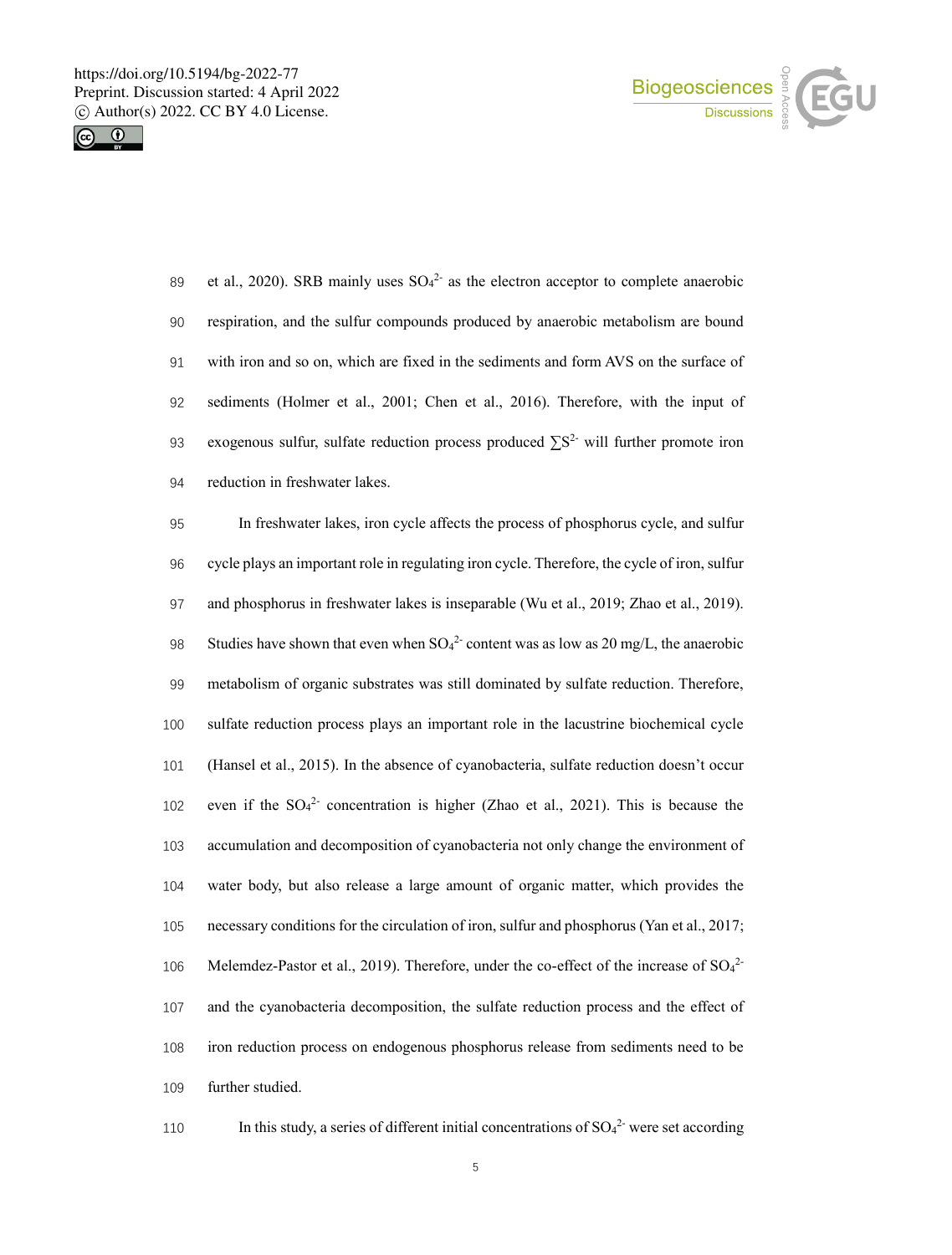et al., 2020). SRB mainly uses $SO_4^{2-}$ as the electron acceptor to complete anaerobic respiration, and the sulfur compounds produced by anaerobic metabolism are bound with iron and so on, which are fixed in the sediments and form AVS on the surface of sediments (Holmer et al., 2001; Chen et al., 2016). Therefore, with the input of exogenous sulfur, sulfate reduction process produced $\sum S^{2-}$ will further promote iron reduction in freshwater lakes.

In freshwater lakes, iron cycle affects the process of phosphorus cycle, and sulfur cycle plays an important role in regulating iron cycle. Therefore, the cycle of iron, sulfur and phosphorus in freshwater lakes is inseparable (Wu et al., 2019; Zhao et al., 2019). Studies have shown that even when $SO_4^{2-}$ content was as low as 20 mg/L, the anaerobic metabolism of organic substrates was still dominated by sulfate reduction. Therefore, sulfate reduction process plays an important role in the lacustrine biochemical cycle (Hansel et al., 2015). In the absence of cyanobacteria, sulfate reduction doesn't occur even if the $SO_4^{2-}$ concentration is higher (Zhao et al., 2021). This is because the accumulation and decomposition of cyanobacteria not only change the environment of water body, but also release a large amount of organic matter, which provides the necessary conditions for the circulation of iron, sulfur and phosphorus (Yan et al., 2017; Melemdez-Pastor et al., 2019). Therefore, under the co-effect of the increase of $SO_4^{2-}$ and the cyanobacteria decomposition, the sulfate reduction process and the effect of iron reduction process on endogenous phosphorus release from sediments need to be further studied.

In this study, a series of different initial concentrations of $SO_4^{2-}$ were set according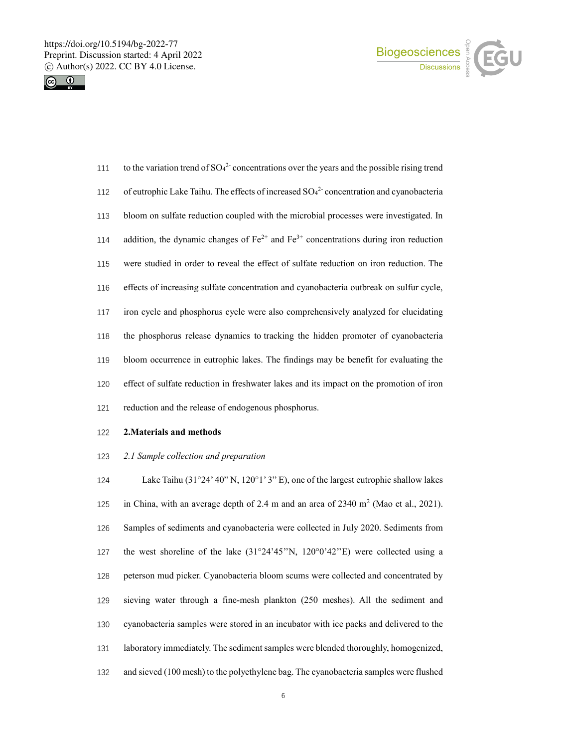to the variation trend of $SO_4^{2-}$ concentrations over the years and the possible rising trend of eutrophic Lake Taihu. The effects of increased $SO_4^{2-}$ concentration and cyanobacteria bloom on sulfate reduction coupled with the microbial processes were investigated. In addition, the dynamic changes of $Fe^{2+}$ and $Fe^{3+}$ concentrations during iron reduction were studied in order to reveal the effect of sulfate reduction on iron reduction. The effects of increasing sulfate concentration and cyanobacteria outbreak on sulfur cycle, iron cycle and phosphorus cycle were also comprehensively analyzed for elucidating the phosphorus release dynamics to tracking the hidden promoter of cyanobacteria bloom occurrence in eutrophic lakes. The findings may be benefit for evaluating the effect of sulfate reduction in freshwater lakes and its impact on the promotion of iron reduction and the release of endogenous phosphorus.

## 2.Materials and methods

### *2.1 Sample collection and preparation*

Lake Taihu (31°24' 40" N, 120°1' 3" E), one of the largest eutrophic shallow lakes in China, with an average depth of 2.4 m and an area of 2340 $m^2$ (Mao et al., 2021). Samples of sediments and cyanobacteria were collected in July 2020. Sediments from the west shoreline of the lake (31°24'45''N, 120°0'42''E) were collected using a peterson mud picker. Cyanobacteria bloom scums were collected and concentrated by sieving water through a fine-mesh plankton (250 meshes). All the sediment and cyanobacteria samples were stored in an incubator with ice packs and delivered to the laboratory immediately. The sediment samples were blended thoroughly, homogenized, and sieved (100 mesh) to the polyethylene bag. The cyanobacteria samples were flushed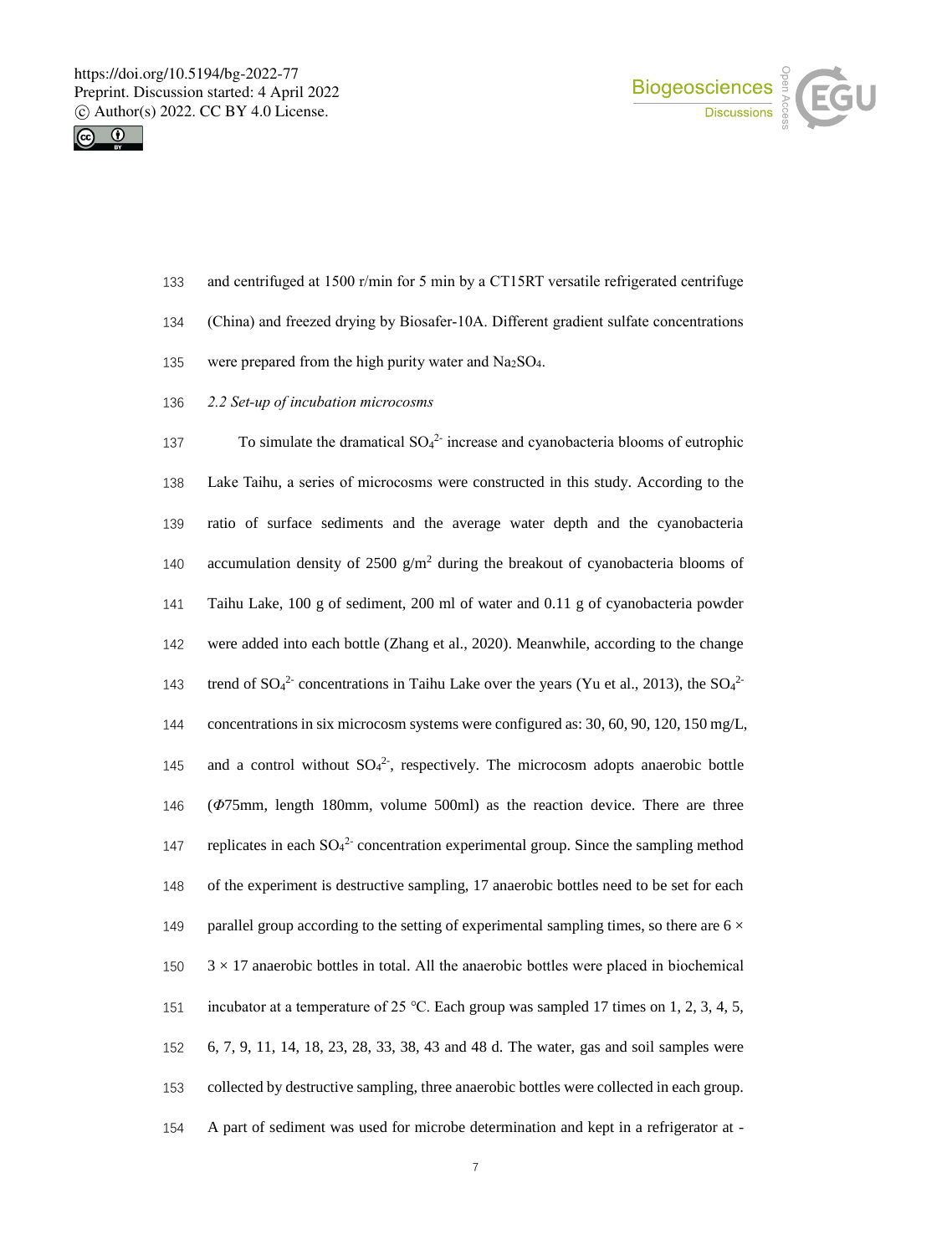and centrifuged at 1500 r/min for 5 min by a CT15RT versatile refrigerated centrifuge (China) and freezed drying by Biosafer-10A. Different gradient sulfate concentrations were prepared from the high purity water and $Na_2SO_4$.

*2.2 Set-up of incubation microcosms*

To simulate the dramatical $SO_4^{2-}$ increase and cyanobacteria blooms of eutrophic Lake Taihu, a series of microcosms were constructed in this study. According to the ratio of surface sediments and the average water depth and the cyanobacteria accumulation density of 2500 g/m$^2$ during the breakout of cyanobacteria blooms of Taihu Lake, 100 g of sediment, 200 ml of water and 0.11 g of cyanobacteria powder were added into each bottle (Zhang et al., 2020). Meanwhile, according to the change trend of $SO_4^{2-}$ concentrations in Taihu Lake over the years (Yu et al., 2013), the $SO_4^{2-}$ concentrations in six microcosm systems were configured as: 30, 60, 90, 120, 150 mg/L, and a control without $SO_4^{2-}$, respectively. The microcosm adopts anaerobic bottle ($\Phi$75mm, length 180mm, volume 500ml) as the reaction device. There are three replicates in each $SO_4^{2-}$ concentration experimental group. Since the sampling method of the experiment is destructive sampling, 17 anaerobic bottles need to be set for each parallel group according to the setting of experimental sampling times, so there are $6 \times 3 \times 17$ anaerobic bottles in total. All the anaerobic bottles were placed in biochemical incubator at a temperature of 25 °C. Each group was sampled 17 times on 1, 2, 3, 4, 5, 6, 7, 9, 11, 14, 18, 23, 28, 33, 38, 43 and 48 d. The water, gas and soil samples were collected by destructive sampling, three anaerobic bottles were collected in each group. A part of sediment was used for microbe determination and kept in a refrigerator at -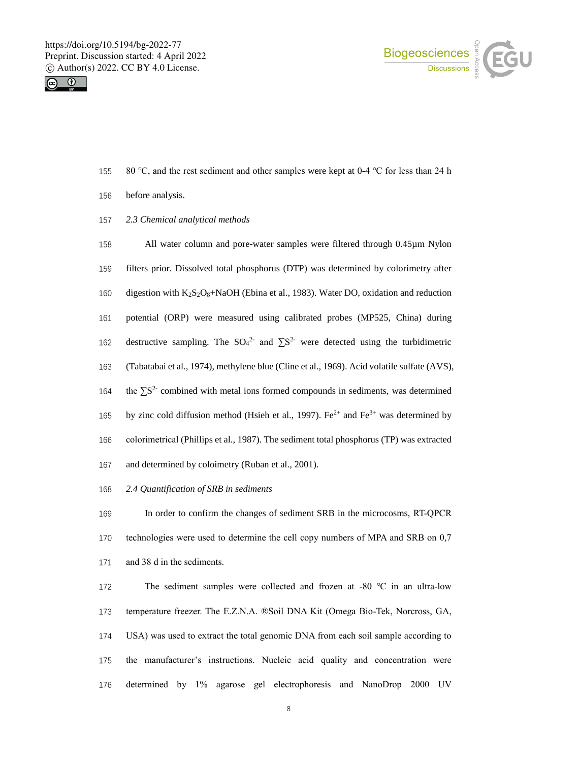80 ℃, and the rest sediment and other samples were kept at 0-4 ℃ for less than 24 h before analysis.

*2.3 Chemical analytical methods*

All water column and pore-water samples were filtered through 0.45μm Nylon filters prior. Dissolved total phosphorus (DTP) was determined by colorimetry after digestion with $K_2S_2O_8$+NaOH (Ebina et al., 1983). Water DO, oxidation and reduction potential (ORP) were measured using calibrated probes (MP525, China) during destructive sampling. The $SO_4^{2-}$ and $\sum S^{2-}$ were detected using the turbidimetric (Tabatabai et al., 1974), methylene blue (Cline et al., 1969). Acid volatile sulfate (AVS), the $\sum S^{2-}$ combined with metal ions formed compounds in sediments, was determined by zinc cold diffusion method (Hsieh et al., 1997). $Fe^{2+}$ and $Fe^{3+}$ was determined by colorimetrical (Phillips et al., 1987). The sediment total phosphorus (TP) was extracted and determined by coloimetry (Ruban et al., 2001).

*2.4 Quantification of SRB in sediments*

In order to confirm the changes of sediment SRB in the microcosms, RT-QPCR technologies were used to determine the cell copy numbers of MPA and SRB on 0,7 and 38 d in the sediments.

The sediment samples were collected and frozen at -80 ℃ in an ultra-low temperature freezer. The E.Z.N.A. ®Soil DNA Kit (Omega Bio-Tek, Norcross, GA, USA) was used to extract the total genomic DNA from each soil sample according to the manufacturer's instructions. Nucleic acid quality and concentration were determined by 1% agarose gel electrophoresis and NanoDrop 2000 UV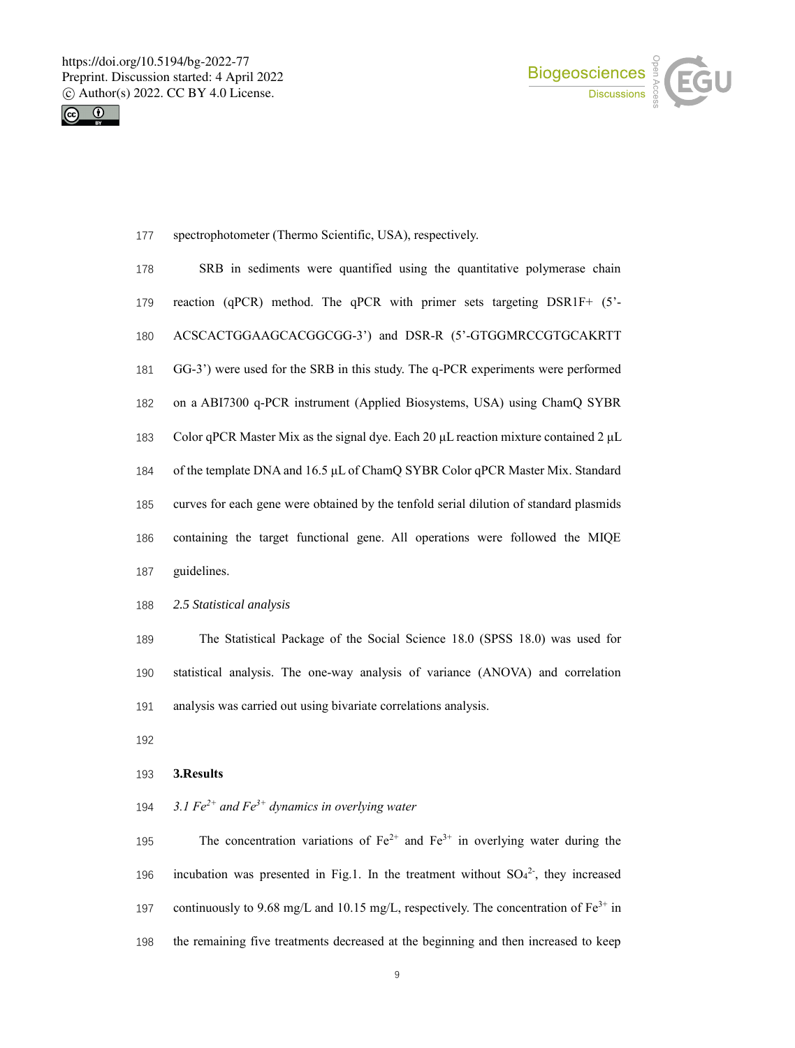spectrophotometer (Thermo Scientific, USA), respectively.

SRB in sediments were quantified using the quantitative polymerase chain reaction (qPCR) method. The qPCR with primer sets targeting DSR1F+ (5'-ACSCACTGGAAGCACGGCGG-3') and DSR-R (5'-GTGGMRCCGTGCAKRTTGG-3') were used for the SRB in this study. The q-PCR experiments were performed on a ABI7300 q-PCR instrument (Applied Biosystems, USA) using ChamQ SYBR Color qPCR Master Mix as the signal dye. Each 20 μL reaction mixture contained 2 μL of the template DNA and 16.5 μL of ChamQ SYBR Color qPCR Master Mix. Standard curves for each gene were obtained by the tenfold serial dilution of standard plasmids containing the target functional gene. All operations were followed the MIQE guidelines.

*2.5 Statistical analysis*

The Statistical Package of the Social Science 18.0 (SPSS 18.0) was used for statistical analysis. The one-way analysis of variance (ANOVA) and correlation analysis was carried out using bivariate correlations analysis.

## 3.Results

*3.1 $Fe^{2+}$ and $Fe^{3+}$ dynamics in overlying water*

The concentration variations of $Fe^{2+}$ and $Fe^{3+}$ in overlying water during the incubation was presented in Fig.1. In the treatment without $SO_4^{2-}$, they increased continuously to 9.68 mg/L and 10.15 mg/L, respectively. The concentration of $Fe^{3+}$ in the remaining five treatments decreased at the beginning and then increased to keep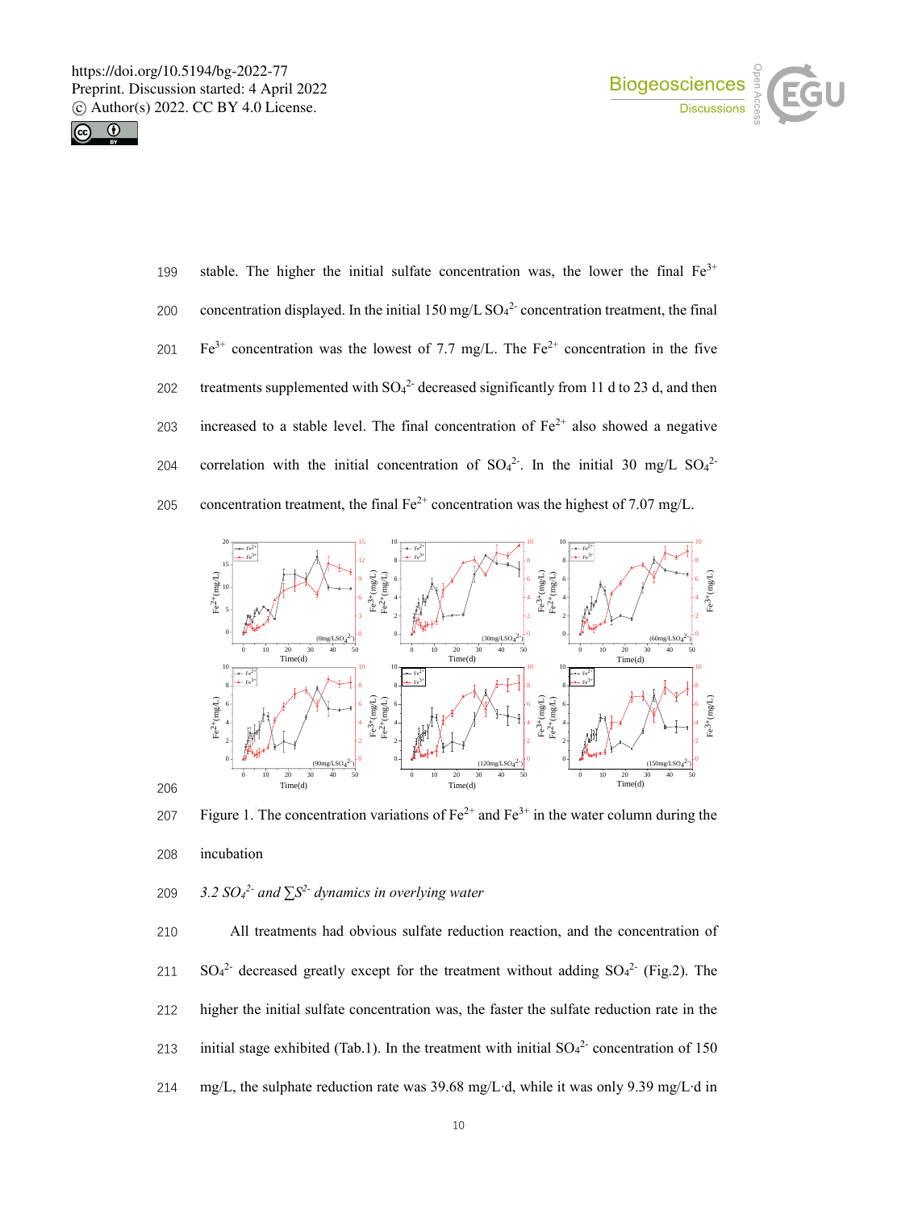stable. The higher the initial sulfate concentration was, the lower the final $Fe^{3+}$ concentration displayed. In the initial 150 mg/L $SO_4^{2-}$ concentration treatment, the final $Fe^{3+}$ concentration was the lowest of 7.7 mg/L. The $Fe^{2+}$ concentration in the five treatments supplemented with $SO_4^{2-}$ decreased significantly from 11 d to 23 d, and then increased to a stable level. The final concentration of $Fe^{2+}$ also showed a negative correlation with the initial concentration of $SO_4^{2-}$. In the initial 30 mg/L $SO_4^{2-}$ concentration treatment, the final $Fe^{2+}$ concentration was the highest of 7.07 mg/L.

Figure 1. The concentration variations of $Fe^{2+}$ and $Fe^{3+}$ in the water column during the incubation

### 3.2 $SO_4^{2-}$ and $\sum S^{2-}$ dynamics in overlying water

All treatments had obvious sulfate reduction reaction, and the concentration of $SO_4^{2-}$ decreased greatly except for the treatment without adding $SO_4^{2-}$ (Fig.2). The higher the initial sulfate concentration was, the faster the sulfate reduction rate in the initial stage exhibited (Tab.1). In the treatment with initial $SO_4^{2-}$ concentration of 150 mg/L, the sulphate reduction rate was 39.68 mg/L·d, while it was only 9.39 mg/L·d in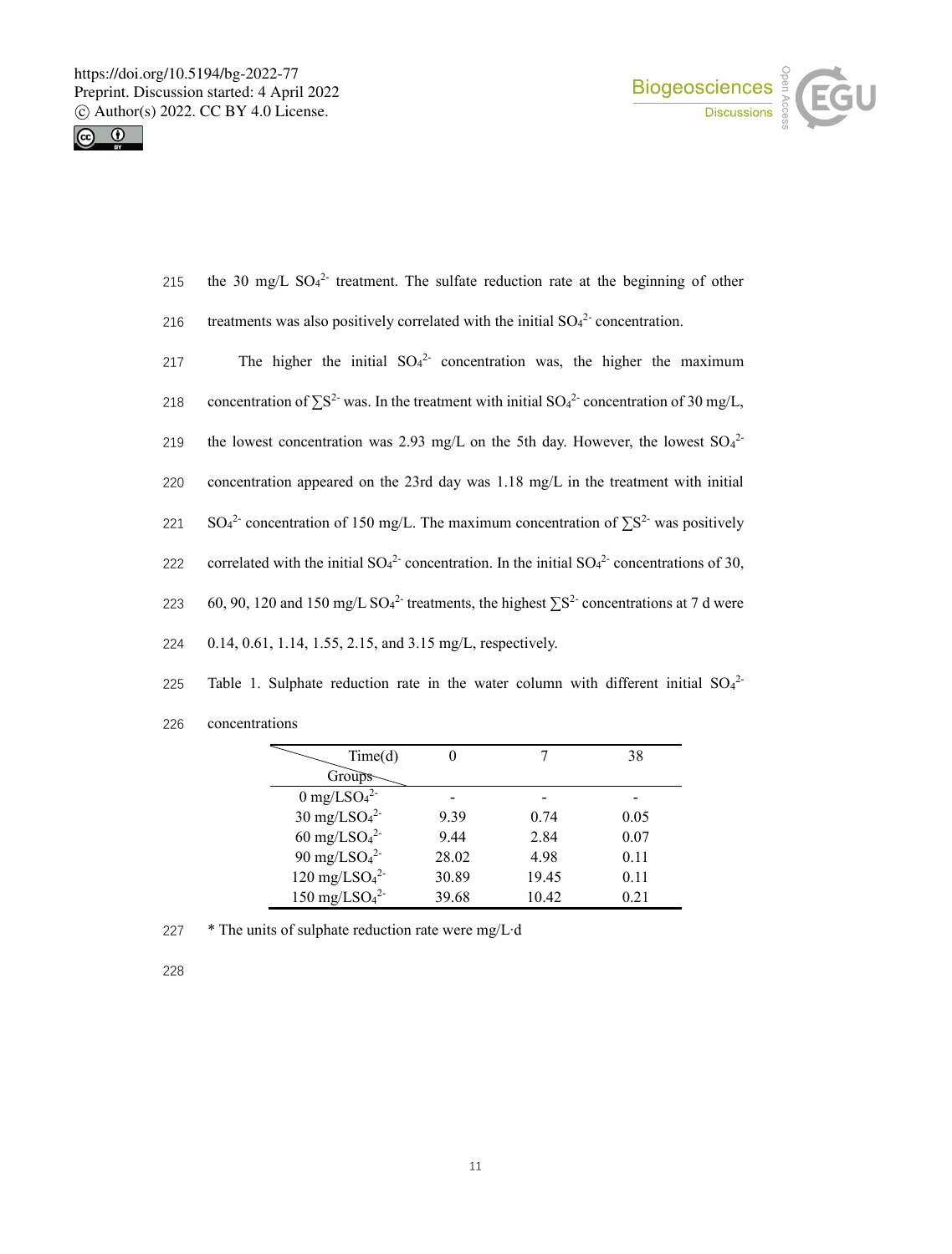the 30 mg/L $SO_4^{2-}$ treatment. The sulfate reduction rate at the beginning of other treatments was also positively correlated with the initial $SO_4^{2-}$ concentration.

The higher the initial $SO_4^{2-}$ concentration was, the higher the maximum concentration of $\sum S^{2-}$ was. In the treatment with initial $SO_4^{2-}$ concentration of 30 mg/L, the lowest concentration was 2.93 mg/L on the 5th day. However, the lowest $SO_4^{2-}$ concentration appeared on the 23rd day was 1.18 mg/L in the treatment with initial $SO_4^{2-}$ concentration of 150 mg/L. The maximum concentration of $\sum S^{2-}$ was positively correlated with the initial $SO_4^{2-}$ concentration. In the initial $SO_4^{2-}$ concentrations of 30, 60, 90, 120 and 150 mg/L $SO_4^{2-}$ treatments, the highest $\sum S^{2-}$ concentrations at 7 d were 0.14, 0.61, 1.14, 1.55, 2.15, and 3.15 mg/L, respectively.

Table 1. Sulphate reduction rate in the water column with different initial $SO_4^{2-}$ concentrations

| Groups \ Time(d) | 0 | 7 | 38 |
|---|---|---|---|
| 0 mg/L$SO_4^{2-}$ | - | - | - |
| 30 mg/L$SO_4^{2-}$ | 9.39 | 0.74 | 0.05 |
| 60 mg/L$SO_4^{2-}$ | 9.44 | 2.84 | 0.07 |
| 90 mg/L$SO_4^{2-}$ | 28.02 | 4.98 | 0.11 |
| 120 mg/L$SO_4^{2-}$ | 30.89 | 19.45 | 0.11 |
| 150 mg/L$SO_4^{2-}$ | 39.68 | 10.42 | 0.21 |

* The units of sulphate reduction rate were mg/L·d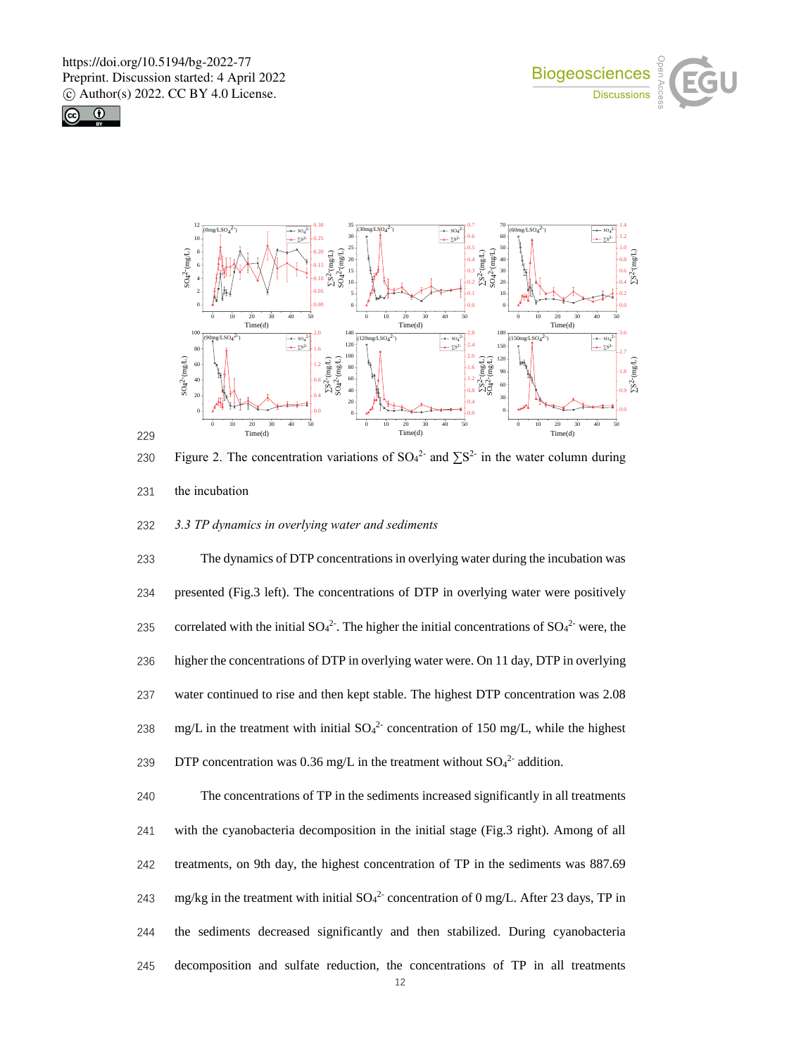Figure 2. The concentration variations of $SO_4^{2-}$ and $\sum S^{2-}$ in the water column during the incubation

*3.3 TP dynamics in overlying water and sediments*

The dynamics of DTP concentrations in overlying water during the incubation was presented (Fig.3 left). The concentrations of DTP in overlying water were positively correlated with the initial $SO_4^{2-}$. The higher the initial concentrations of $SO_4^{2-}$ were, the higher the concentrations of DTP in overlying water were. On 11 day, DTP in overlying water continued to rise and then kept stable. The highest DTP concentration was 2.08 mg/L in the treatment with initial $SO_4^{2-}$ concentration of 150 mg/L, while the highest DTP concentration was 0.36 mg/L in the treatment without $SO_4^{2-}$ addition.

The concentrations of TP in the sediments increased significantly in all treatments with the cyanobacteria decomposition in the initial stage (Fig.3 right). Among of all treatments, on 9th day, the highest concentration of TP in the sediments was 887.69 mg/kg in the treatment with initial $SO_4^{2-}$ concentration of 0 mg/L. After 23 days, TP in the sediments decreased significantly and then stabilized. During cyanobacteria decomposition and sulfate reduction, the concentrations of TP in all treatments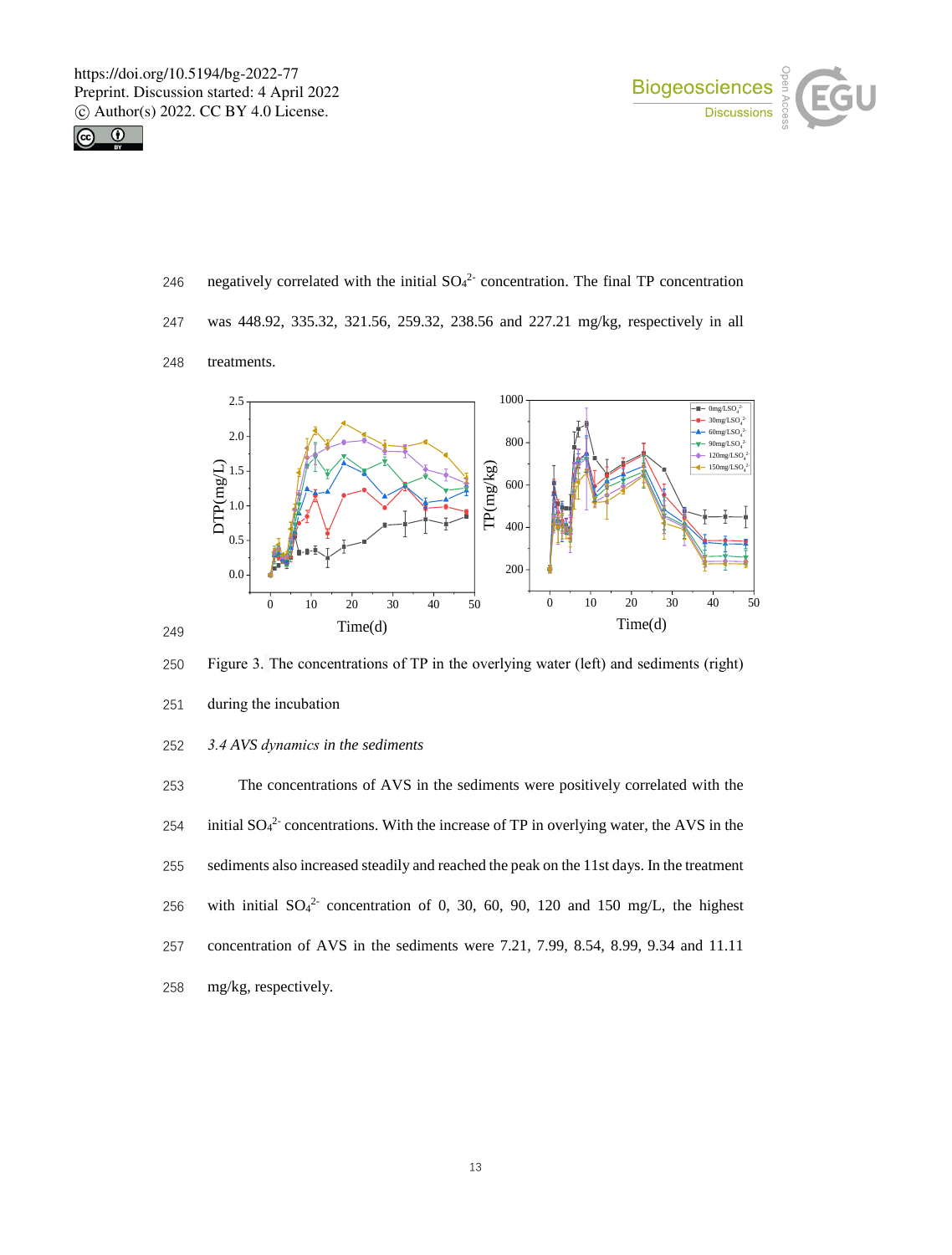negatively correlated with the initial $SO_4^{2-}$ concentration. The final TP concentration was 448.92, 335.32, 321.56, 259.32, 238.56 and 227.21 mg/kg, respectively in all treatments.

Figure 3. The concentrations of TP in the overlying water (left) and sediments (right) during the incubation

*3.4 AVS dynamics in the sediments*

The concentrations of AVS in the sediments were positively correlated with the initial $SO_4^{2-}$ concentrations. With the increase of TP in overlying water, the AVS in the sediments also increased steadily and reached the peak on the 11st days. In the treatment with initial $SO_4^{2-}$ concentration of 0, 30, 60, 90, 120 and 150 mg/L, the highest concentration of AVS in the sediments were 7.21, 7.99, 8.54, 8.99, 9.34 and 11.11 mg/kg, respectively.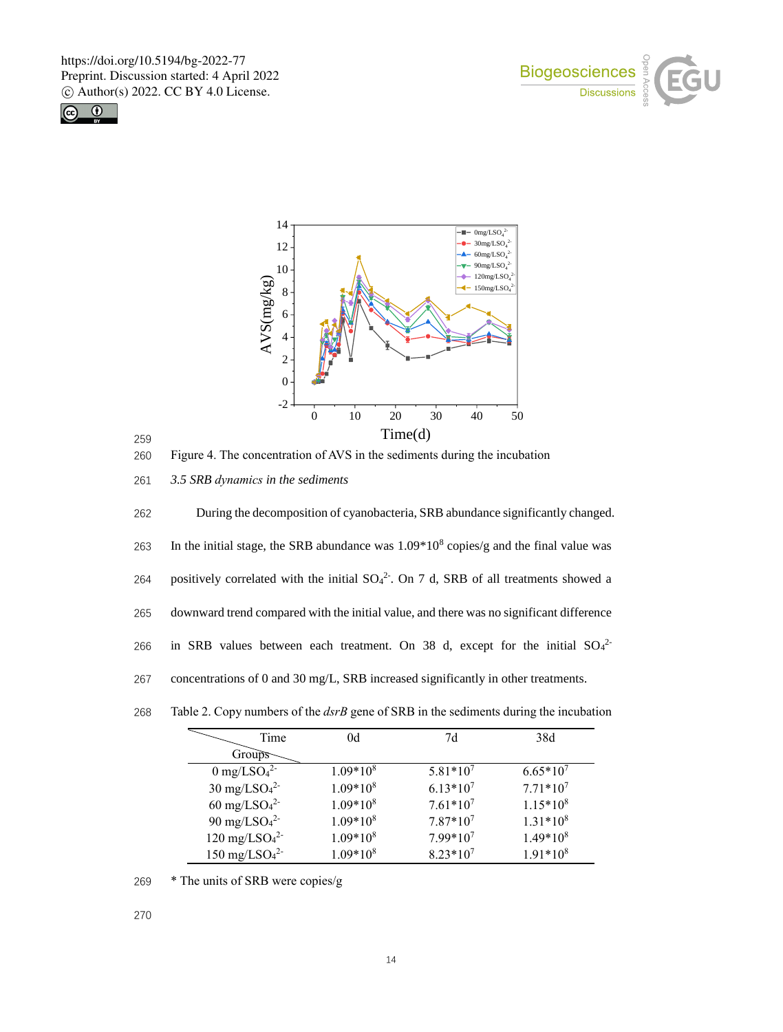Figure 4. The concentration of AVS in the sediments during the incubation

### *3.5 SRB dynamics in the sediments*

During the decomposition of cyanobacteria, SRB abundance significantly changed. In the initial stage, the SRB abundance was $1.09*10^8$ copies/g and the final value was positively correlated with the initial $SO_4^{2-}$. On 7 d, SRB of all treatments showed a downward trend compared with the initial value, and there was no significant difference in SRB values between each treatment. On 38 d, except for the initial $SO_4^{2-}$ concentrations of 0 and 30 mg/L, SRB increased significantly in other treatments.

Table 2. Copy numbers of the *dsrB* gene of SRB in the sediments during the incubation

| Groups \ Time | 0d | 7d | 38d |
|---|---|---|---|
| 0 mg/L$SO_4^{2-}$ | $1.09*10^8$ | $5.81*10^7$ | $6.65*10^7$ |
| 30 mg/L$SO_4^{2-}$ | $1.09*10^8$ | $6.13*10^7$ | $7.71*10^7$ |
| 60 mg/L$SO_4^{2-}$ | $1.09*10^8$ | $7.61*10^7$ | $1.15*10^8$ |
| 90 mg/L$SO_4^{2-}$ | $1.09*10^8$ | $7.87*10^7$ | $1.31*10^8$ |
| 120 mg/L$SO_4^{2-}$ | $1.09*10^8$ | $7.99*10^7$ | $1.49*10^8$ |
| 150 mg/L$SO_4^{2-}$ | $1.09*10^8$ | $8.23*10^7$ | $1.91*10^8$ |

\* The units of SRB were copies/g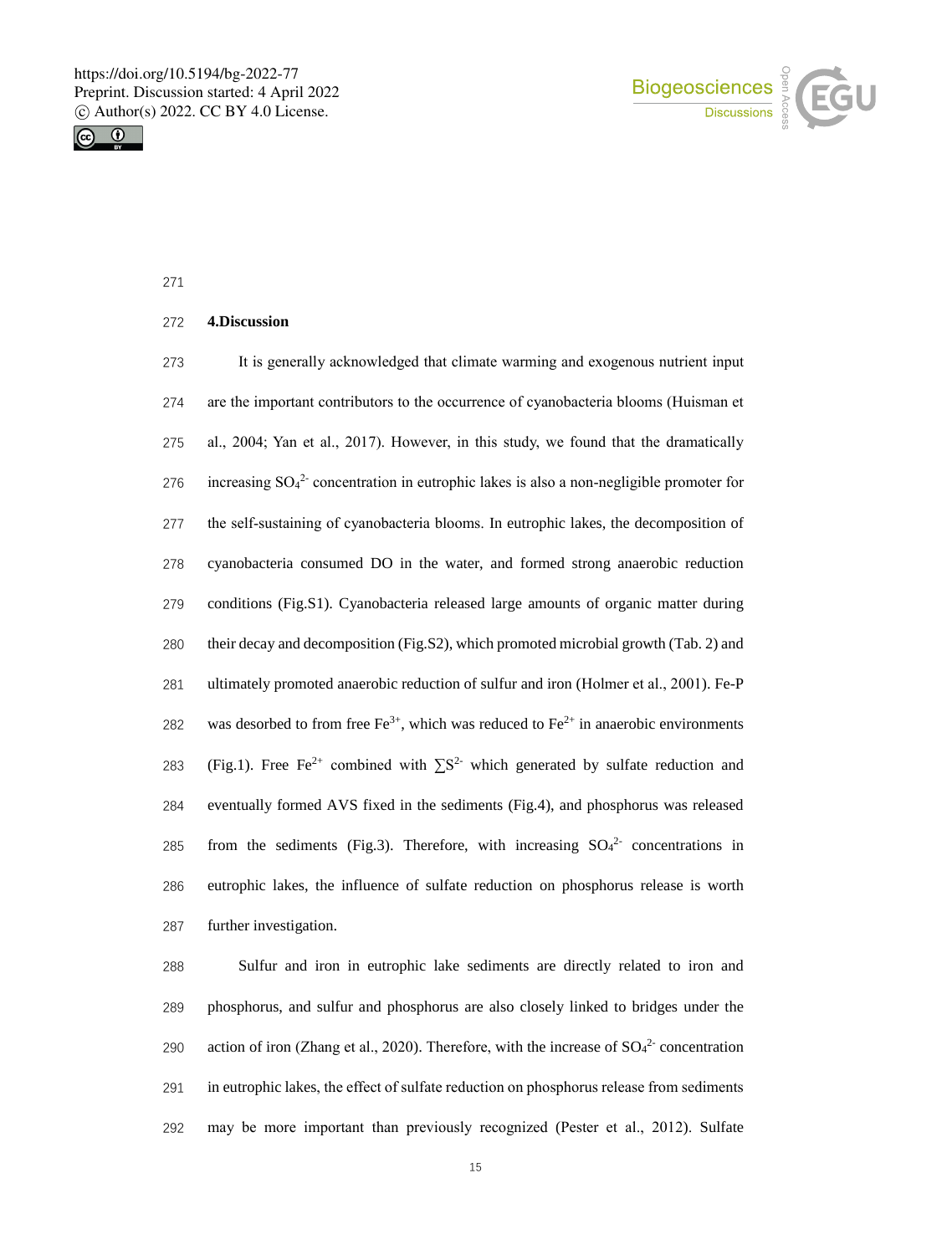## 4.Discussion

It is generally acknowledged that climate warming and exogenous nutrient input are the important contributors to the occurrence of cyanobacteria blooms (Huisman et al., 2004; Yan et al., 2017). However, in this study, we found that the dramatically increasing $SO_4^{2-}$ concentration in eutrophic lakes is also a non-negligible promoter for the self-sustaining of cyanobacteria blooms. In eutrophic lakes, the decomposition of cyanobacteria consumed DO in the water, and formed strong anaerobic reduction conditions (Fig.S1). Cyanobacteria released large amounts of organic matter during their decay and decomposition (Fig.S2), which promoted microbial growth (Tab. 2) and ultimately promoted anaerobic reduction of sulfur and iron (Holmer et al., 2001). Fe-P was desorbed to from free $Fe^{3+}$, which was reduced to $Fe^{2+}$ in anaerobic environments (Fig.1). Free $Fe^{2+}$ combined with $\sum S^{2-}$ which generated by sulfate reduction and eventually formed AVS fixed in the sediments (Fig.4), and phosphorus was released from the sediments (Fig.3). Therefore, with increasing $SO_4^{2-}$ concentrations in eutrophic lakes, the influence of sulfate reduction on phosphorus release is worth further investigation.

Sulfur and iron in eutrophic lake sediments are directly related to iron and phosphorus, and sulfur and phosphorus are also closely linked to bridges under the action of iron (Zhang et al., 2020). Therefore, with the increase of $SO_4^{2-}$ concentration in eutrophic lakes, the effect of sulfate reduction on phosphorus release from sediments may be more important than previously recognized (Pester et al., 2012). Sulfate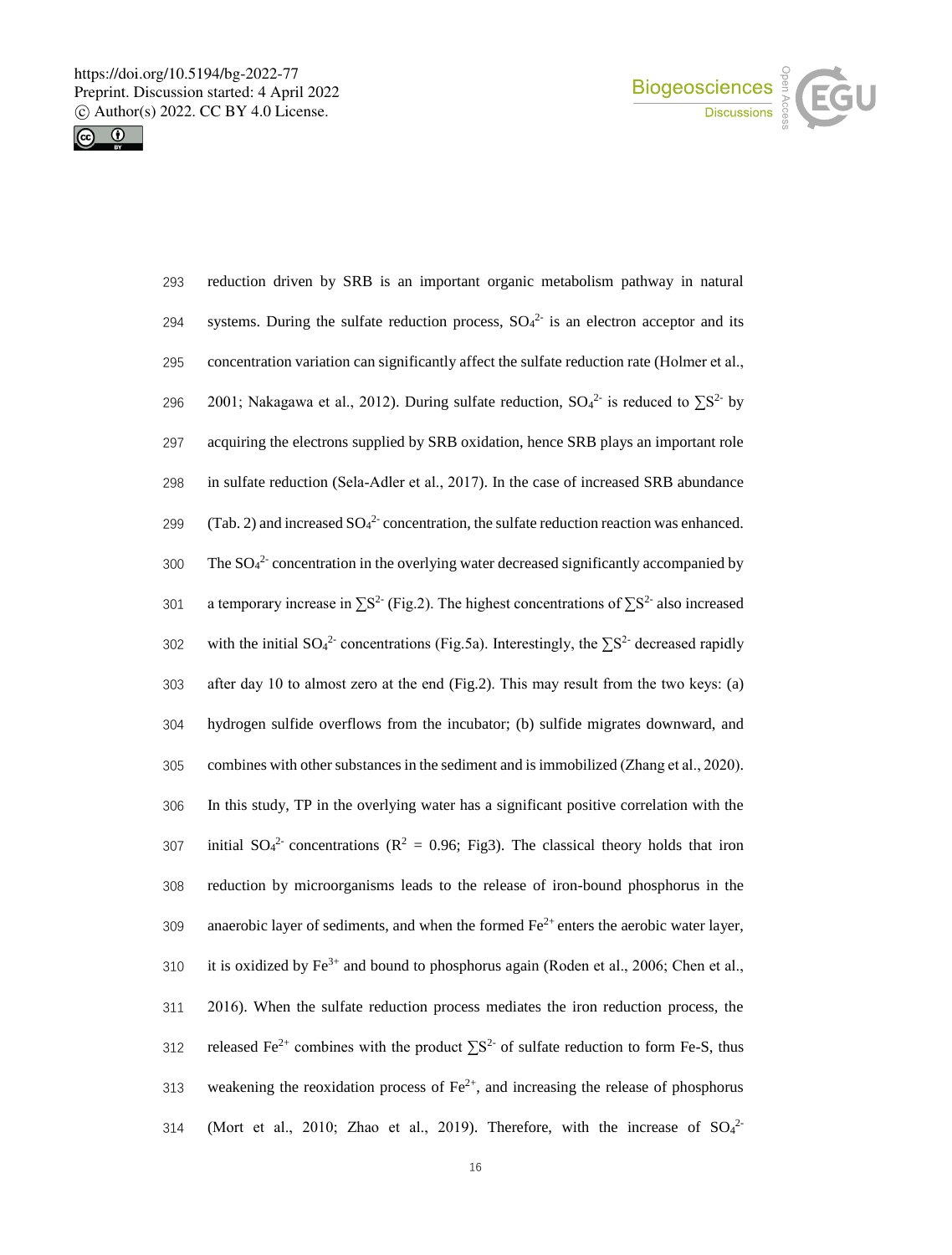reduction driven by SRB is an important organic metabolism pathway in natural systems. During the sulfate reduction process, $SO_4^{2-}$ is an electron acceptor and its concentration variation can significantly affect the sulfate reduction rate (Holmer et al., 2001; Nakagawa et al., 2012). During sulfate reduction, $SO_4^{2-}$ is reduced to $\sum S^{2-}$ by acquiring the electrons supplied by SRB oxidation, hence SRB plays an important role in sulfate reduction (Sela-Adler et al., 2017). In the case of increased SRB abundance (Tab. 2) and increased $SO_4^{2-}$ concentration, the sulfate reduction reaction was enhanced. The $SO_4^{2-}$ concentration in the overlying water decreased significantly accompanied by a temporary increase in $\sum S^{2-}$ (Fig.2). The highest concentrations of $\sum S^{2-}$ also increased with the initial $SO_4^{2-}$ concentrations (Fig.5a). Interestingly, the $\sum S^{2-}$ decreased rapidly after day 10 to almost zero at the end (Fig.2). This may result from the two keys: (a) hydrogen sulfide overflows from the incubator; (b) sulfide migrates downward, and combines with other substances in the sediment and is immobilized (Zhang et al., 2020). In this study, TP in the overlying water has a significant positive correlation with the initial $SO_4^{2-}$ concentrations ($R^2$ = 0.96; Fig3). The classical theory holds that iron reduction by microorganisms leads to the release of iron-bound phosphorus in the anaerobic layer of sediments, and when the formed $Fe^{2+}$ enters the aerobic water layer, it is oxidized by $Fe^{3+}$ and bound to phosphorus again (Roden et al., 2006; Chen et al., 2016). When the sulfate reduction process mediates the iron reduction process, the released $Fe^{2+}$ combines with the product $\sum S^{2-}$ of sulfate reduction to form Fe-S, thus weakening the reoxidation process of $Fe^{2+}$, and increasing the release of phosphorus (Mort et al., 2010; Zhao et al., 2019). Therefore, with the increase of $SO_4^{2-}$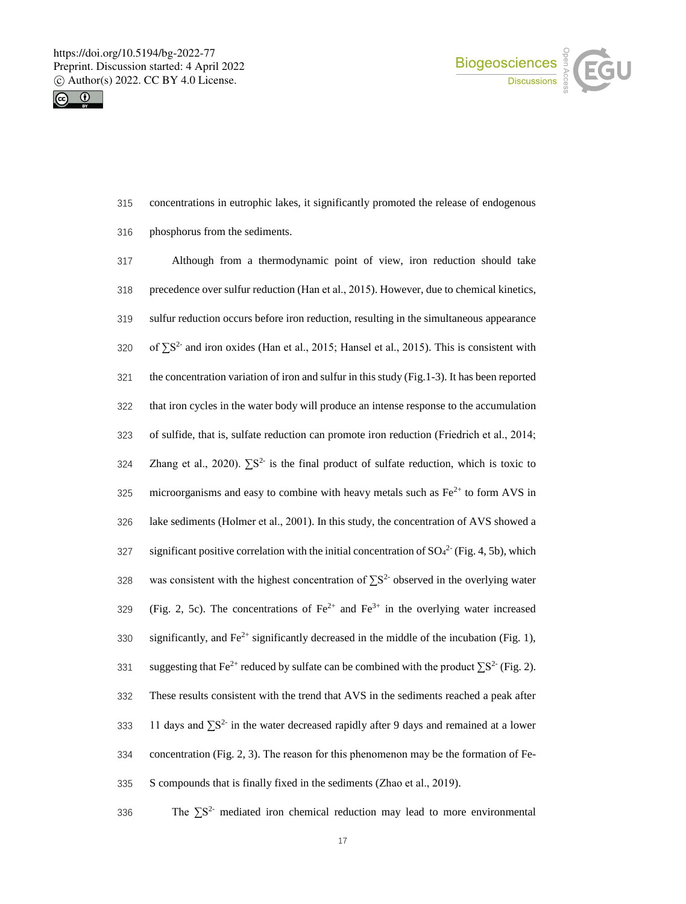concentrations in eutrophic lakes, it significantly promoted the release of endogenous phosphorus from the sediments.

Although from a thermodynamic point of view, iron reduction should take precedence over sulfur reduction (Han et al., 2015). However, due to chemical kinetics, sulfur reduction occurs before iron reduction, resulting in the simultaneous appearance of $\sum S^{2-}$ and iron oxides (Han et al., 2015; Hansel et al., 2015). This is consistent with the concentration variation of iron and sulfur in this study (Fig.1-3). It has been reported that iron cycles in the water body will produce an intense response to the accumulation of sulfide, that is, sulfate reduction can promote iron reduction (Friedrich et al., 2014; Zhang et al., 2020). $\sum S^{2-}$ is the final product of sulfate reduction, which is toxic to microorganisms and easy to combine with heavy metals such as $Fe^{2+}$ to form AVS in lake sediments (Holmer et al., 2001). In this study, the concentration of AVS showed a significant positive correlation with the initial concentration of $SO_4^{2-}$ (Fig. 4, 5b), which was consistent with the highest concentration of $\sum S^{2-}$ observed in the overlying water (Fig. 2, 5c). The concentrations of $Fe^{2+}$ and $Fe^{3+}$ in the overlying water increased significantly, and $Fe^{2+}$ significantly decreased in the middle of the incubation (Fig. 1), suggesting that $Fe^{2+}$ reduced by sulfate can be combined with the product $\sum S^{2-}$ (Fig. 2). These results consistent with the trend that AVS in the sediments reached a peak after 11 days and $\sum S^{2-}$ in the water decreased rapidly after 9 days and remained at a lower concentration (Fig. 2, 3). The reason for this phenomenon may be the formation of Fe-S compounds that is finally fixed in the sediments (Zhao et al., 2019).

The $\sum S^{2-}$ mediated iron chemical reduction may lead to more environmental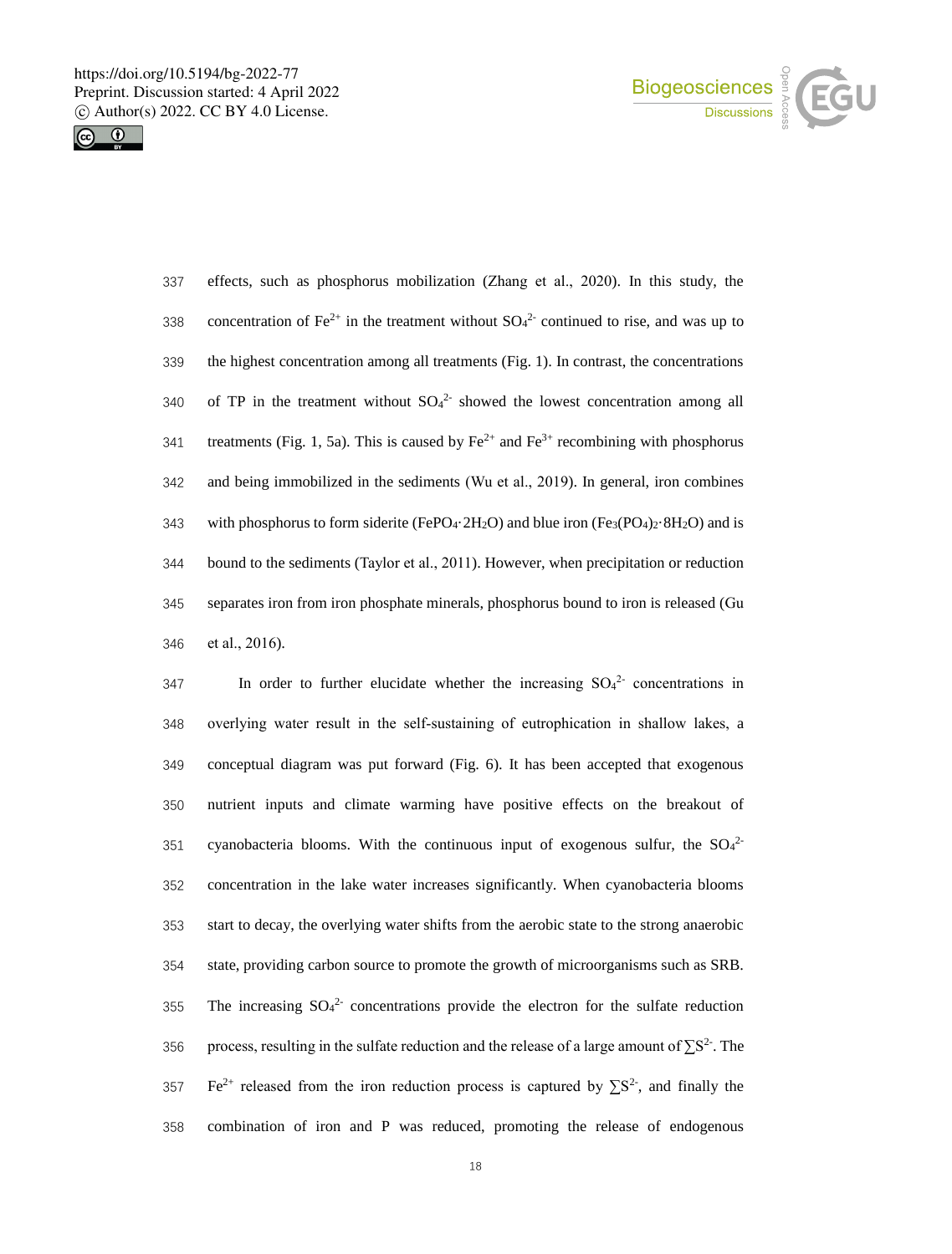effects, such as phosphorus mobilization (Zhang et al., 2020). In this study, the concentration of $Fe^{2+}$ in the treatment without $SO_4^{2-}$ continued to rise, and was up to the highest concentration among all treatments (Fig. 1). In contrast, the concentrations of TP in the treatment without $SO_4^{2-}$ showed the lowest concentration among all treatments (Fig. 1, 5a). This is caused by $Fe^{2+}$ and $Fe^{3+}$ recombining with phosphorus and being immobilized in the sediments (Wu et al., 2019). In general, iron combines with phosphorus to form siderite ($FePO_4{\cdot}2H_2O$) and blue iron ($Fe_3(PO_4)_2{\cdot}8H_2O$) and is bound to the sediments (Taylor et al., 2011). However, when precipitation or reduction separates iron from iron phosphate minerals, phosphorus bound to iron is released (Gu et al., 2016).

In order to further elucidate whether the increasing $SO_4^{2-}$ concentrations in overlying water result in the self-sustaining of eutrophication in shallow lakes, a conceptual diagram was put forward (Fig. 6). It has been accepted that exogenous nutrient inputs and climate warming have positive effects on the breakout of cyanobacteria blooms. With the continuous input of exogenous sulfur, the $SO_4^{2-}$ concentration in the lake water increases significantly. When cyanobacteria blooms start to decay, the overlying water shifts from the aerobic state to the strong anaerobic state, providing carbon source to promote the growth of microorganisms such as SRB. The increasing $SO_4^{2-}$ concentrations provide the electron for the sulfate reduction process, resulting in the sulfate reduction and the release of a large amount of $\sum S^{2-}$. The $Fe^{2+}$ released from the iron reduction process is captured by $\sum S^{2-}$, and finally the combination of iron and P was reduced, promoting the release of endogenous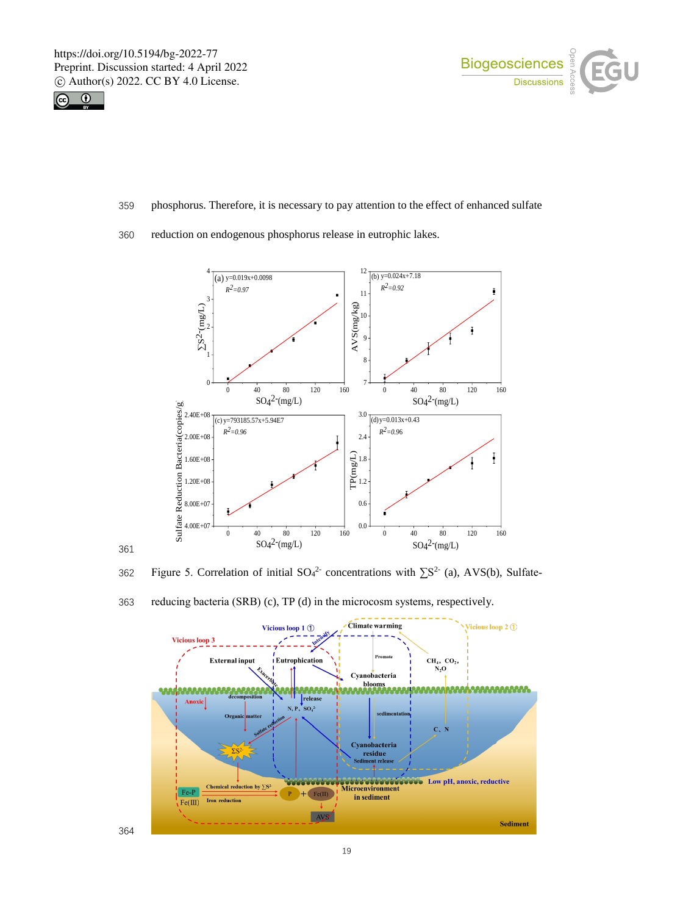phosphorus. Therefore, it is necessary to pay attention to the effect of enhanced sulfate reduction on endogenous phosphorus release in eutrophic lakes.

Figure 5. Correlation of initial $SO_4^{2-}$ concentrations with $\sum S^{2-}$ (a), AVS(b), Sulfate-reducing bacteria (SRB) (c), TP (d) in the microcosm systems, respectively.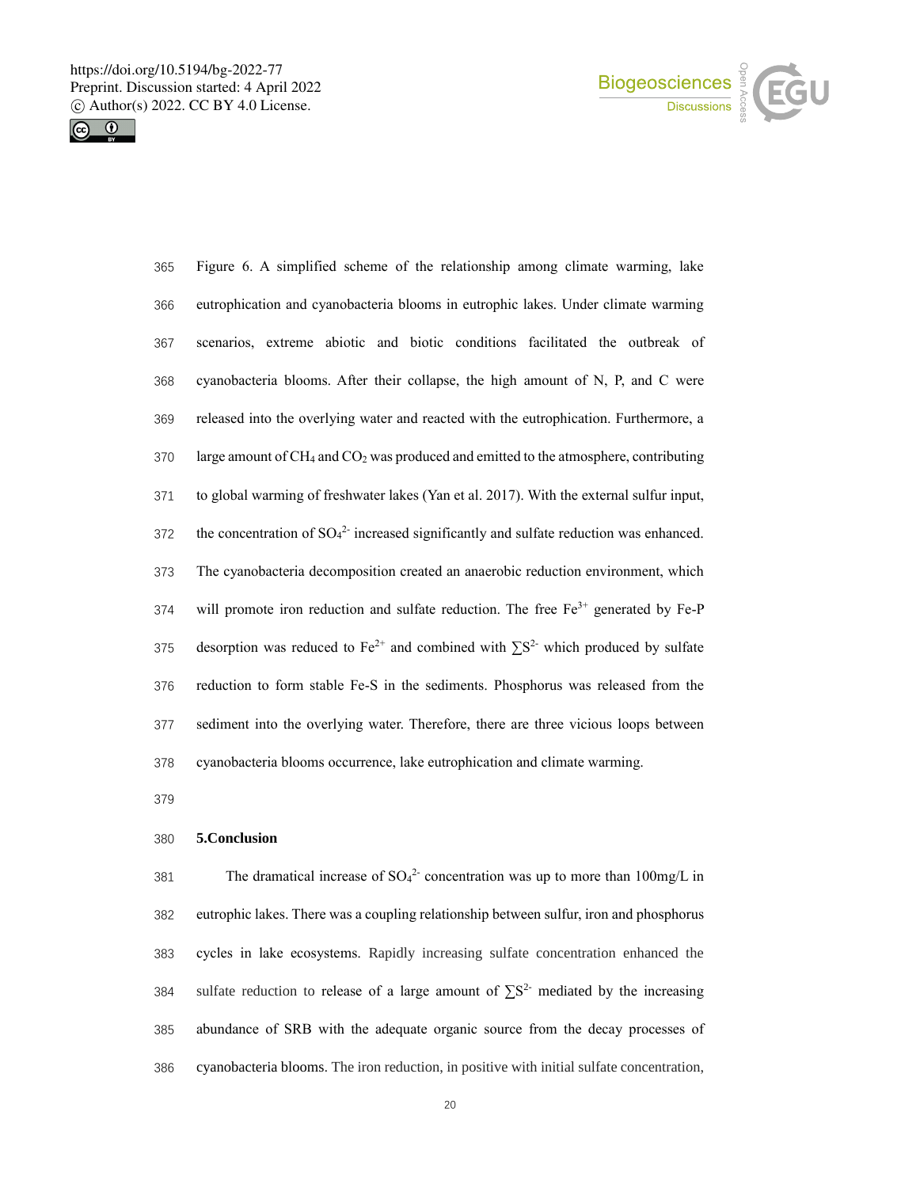Figure 6. A simplified scheme of the relationship among climate warming, lake eutrophication and cyanobacteria blooms in eutrophic lakes. Under climate warming scenarios, extreme abiotic and biotic conditions facilitated the outbreak of cyanobacteria blooms. After their collapse, the high amount of N, P, and C were released into the overlying water and reacted with the eutrophication. Furthermore, a large amount of $CH_4$ and $CO_2$ was produced and emitted to the atmosphere, contributing to global warming of freshwater lakes (Yan et al. 2017). With the external sulfur input, the concentration of $SO_4^{2-}$ increased significantly and sulfate reduction was enhanced. The cyanobacteria decomposition created an anaerobic reduction environment, which will promote iron reduction and sulfate reduction. The free $Fe^{3+}$ generated by Fe-P desorption was reduced to $Fe^{2+}$ and combined with $\sum S^{2-}$ which produced by sulfate reduction to form stable Fe-S in the sediments. Phosphorus was released from the sediment into the overlying water. Therefore, there are three vicious loops between cyanobacteria blooms occurrence, lake eutrophication and climate warming.

## 5.Conclusion

The dramatical increase of $SO_4^{2-}$ concentration was up to more than 100mg/L in eutrophic lakes. There was a coupling relationship between sulfur, iron and phosphorus cycles in lake ecosystems. Rapidly increasing sulfate concentration enhanced the sulfate reduction to release of a large amount of $\sum S^{2-}$ mediated by the increasing abundance of SRB with the adequate organic source from the decay processes of cyanobacteria blooms. The iron reduction, in positive with initial sulfate concentration,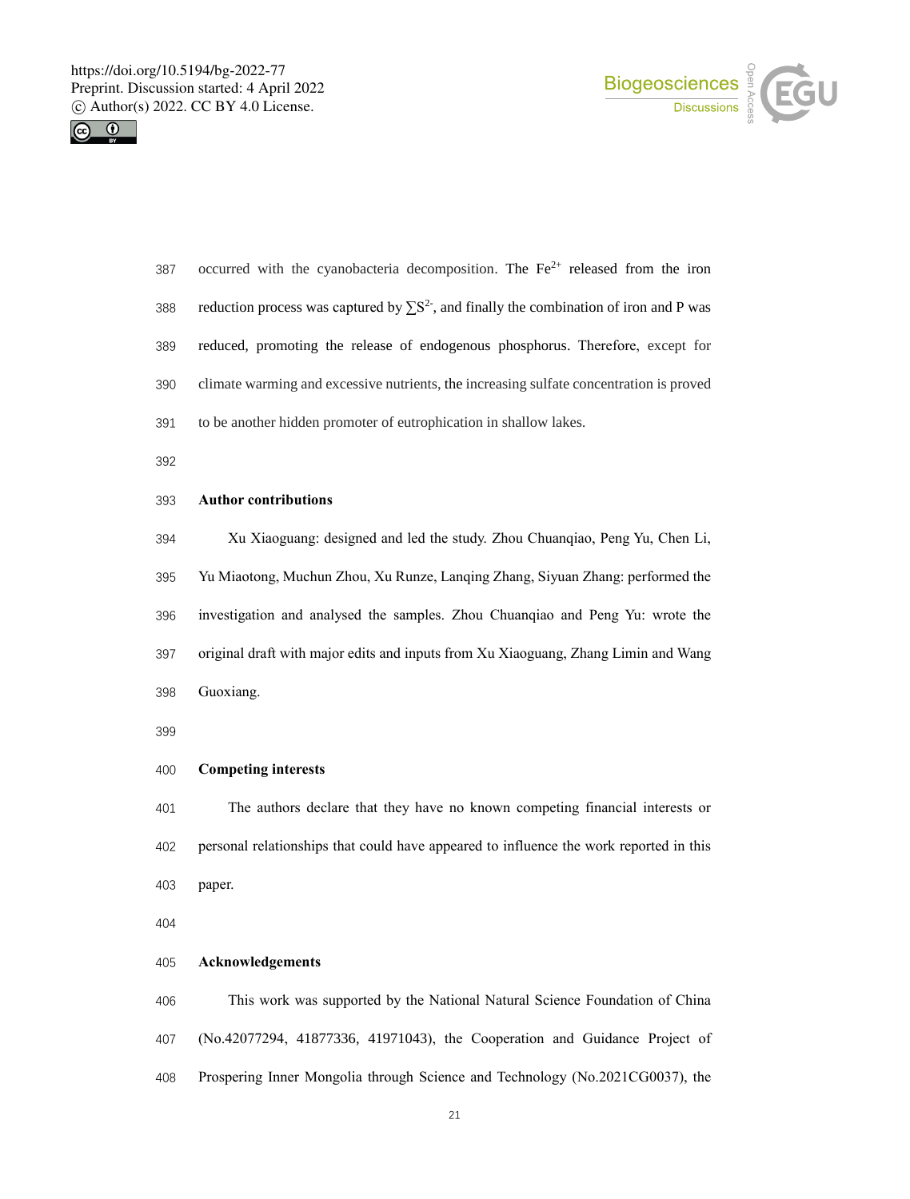occurred with the cyanobacteria decomposition. The $Fe^{2+}$ released from the iron reduction process was captured by $\sum S^{2-}$, and finally the combination of iron and P was reduced, promoting the release of endogenous phosphorus. Therefore, except for climate warming and excessive nutrients, the increasing sulfate concentration is proved to be another hidden promoter of eutrophication in shallow lakes.

**Author contributions**

Xu Xiaoguang: designed and led the study. Zhou Chuanqiao, Peng Yu, Chen Li, Yu Miaotong, Muchun Zhou, Xu Runze, Lanqing Zhang, Siyuan Zhang: performed the investigation and analysed the samples. Zhou Chuanqiao and Peng Yu: wrote the original draft with major edits and inputs from Xu Xiaoguang, Zhang Limin and Wang Guoxiang.

**Competing interests**

The authors declare that they have no known competing financial interests or personal relationships that could have appeared to influence the work reported in this paper.

**Acknowledgements**

This work was supported by the National Natural Science Foundation of China (No.42077294, 41877336, 41971043), the Cooperation and Guidance Project of Prospering Inner Mongolia through Science and Technology (No.2021CG0037), the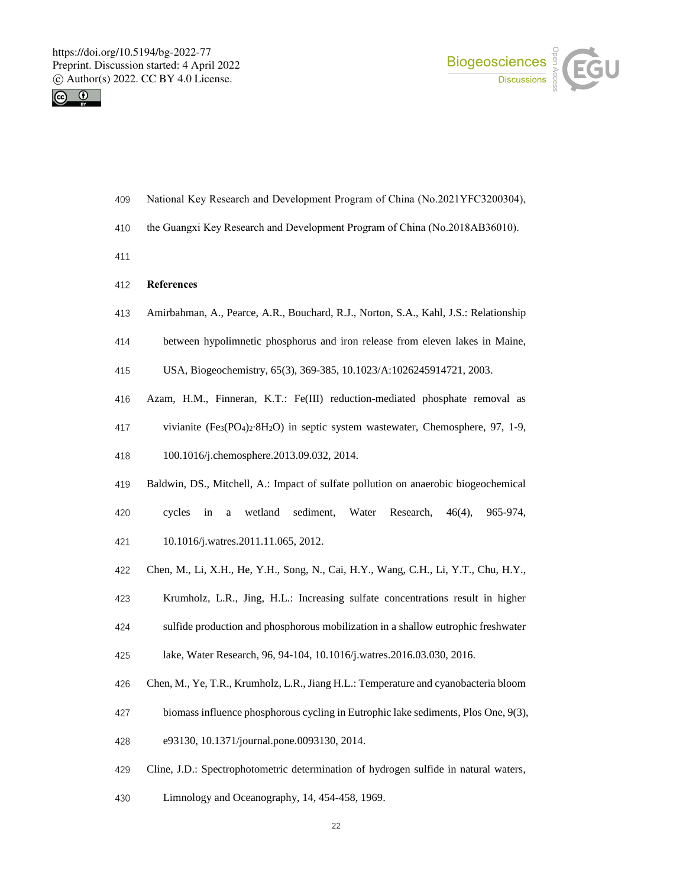National Key Research and Development Program of China (No.2021YFC3200304), the Guangxi Key Research and Development Program of China (No.2018AB36010).

## References

Amirbahman, A., Pearce, A.R., Bouchard, R.J., Norton, S.A., Kahl, J.S.: Relationship between hypolimnetic phosphorus and iron release from eleven lakes in Maine, USA, Biogeochemistry, 65(3), 369-385, 10.1023/A:1026245914721, 2003.

Azam, H.M., Finneran, K.T.: Fe(III) reduction-mediated phosphate removal as vivianite ($Fe_3(PO_4)_2 \cdot 8H_2O$) in septic system wastewater, Chemosphere, 97, 1-9, 100.1016/j.chemosphere.2013.09.032, 2014.

Baldwin, DS., Mitchell, A.: Impact of sulfate pollution on anaerobic biogeochemical cycles in a wetland sediment, Water Research, 46(4), 965-974, 10.1016/j.watres.2011.11.065, 2012.

Chen, M., Li, X.H., He, Y.H., Song, N., Cai, H.Y., Wang, C.H., Li, Y.T., Chu, H.Y., Krumholz, L.R., Jing, H.L.: Increasing sulfate concentrations result in higher sulfide production and phosphorous mobilization in a shallow eutrophic freshwater lake, Water Research, 96, 94-104, 10.1016/j.watres.2016.03.030, 2016.

Chen, M., Ye, T.R., Krumholz, L.R., Jiang H.L.: Temperature and cyanobacteria bloom biomass influence phosphorous cycling in Eutrophic lake sediments, Plos One, 9(3), e93130, 10.1371/journal.pone.0093130, 2014.

Cline, J.D.: Spectrophotometric determination of hydrogen sulfide in natural waters, Limnology and Oceanography, 14, 454-458, 1969.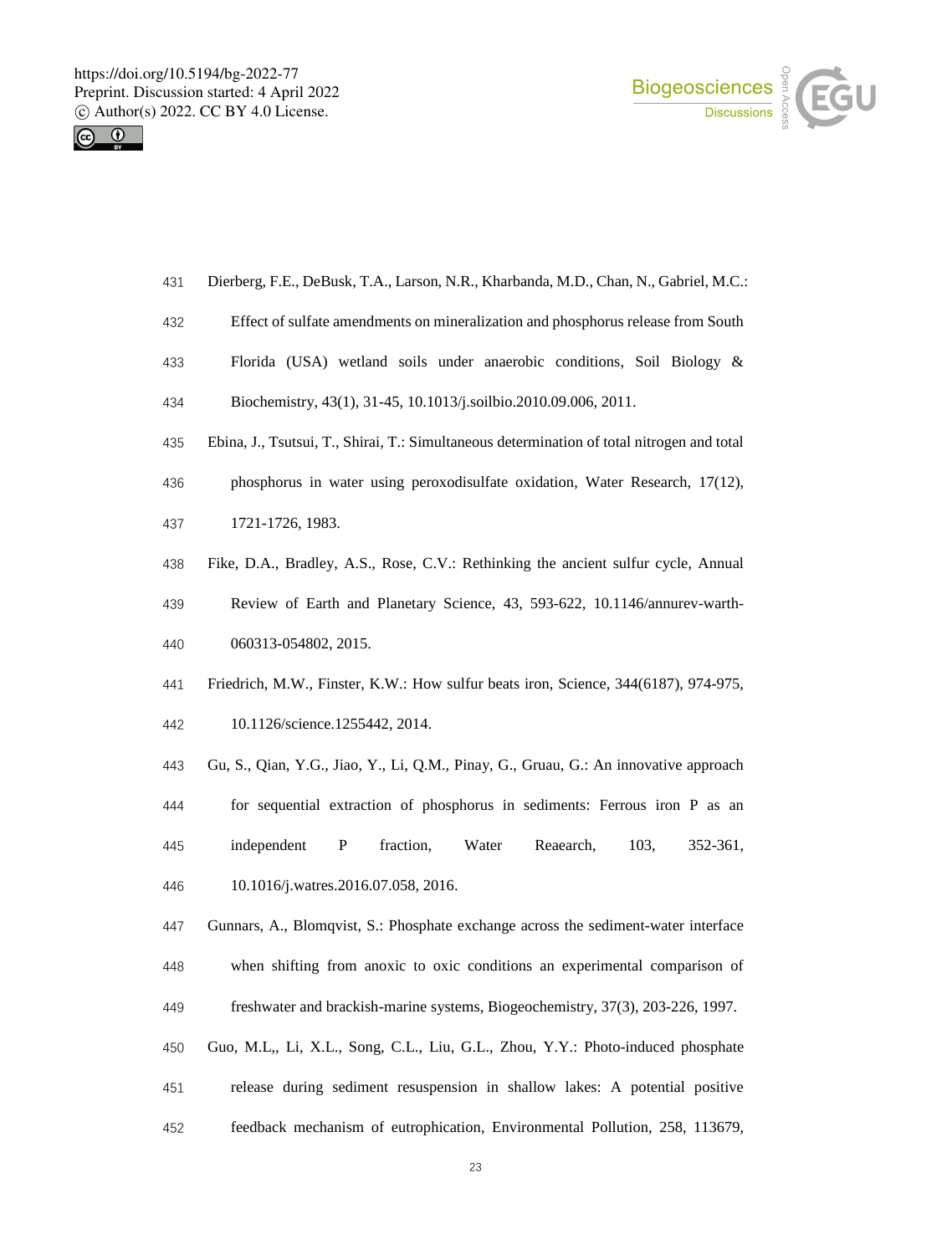Dierberg, F.E., DeBusk, T.A., Larson, N.R., Kharbanda, M.D., Chan, N., Gabriel, M.C.: Effect of sulfate amendments on mineralization and phosphorus release from South Florida (USA) wetland soils under anaerobic conditions, Soil Biology & Biochemistry, 43(1), 31-45, 10.1013/j.soilbio.2010.09.006, 2011.

Ebina, J., Tsutsui, T., Shirai, T.: Simultaneous determination of total nitrogen and total phosphorus in water using peroxodisulfate oxidation, Water Research, 17(12), 1721-1726, 1983.

Fike, D.A., Bradley, A.S., Rose, C.V.: Rethinking the ancient sulfur cycle, Annual Review of Earth and Planetary Science, 43, 593-622, 10.1146/annurev-warth-060313-054802, 2015.

Friedrich, M.W., Finster, K.W.: How sulfur beats iron, Science, 344(6187), 974-975, 10.1126/science.1255442, 2014.

Gu, S., Qian, Y.G., Jiao, Y., Li, Q.M., Pinay, G., Gruau, G.: An innovative approach for sequential extraction of phosphorus in sediments: Ferrous iron P as an independent P fraction, Water Reaearch, 103, 352-361, 10.1016/j.watres.2016.07.058, 2016.

Gunnars, A., Blomqvist, S.: Phosphate exchange across the sediment-water interface when shifting from anoxic to oxic conditions an experimental comparison of freshwater and brackish-marine systems, Biogeochemistry, 37(3), 203-226, 1997.

Guo, M.L,, Li, X.L., Song, C.L., Liu, G.L., Zhou, Y.Y.: Photo-induced phosphate release during sediment resuspension in shallow lakes: A potential positive feedback mechanism of eutrophication, Environmental Pollution, 258, 113679,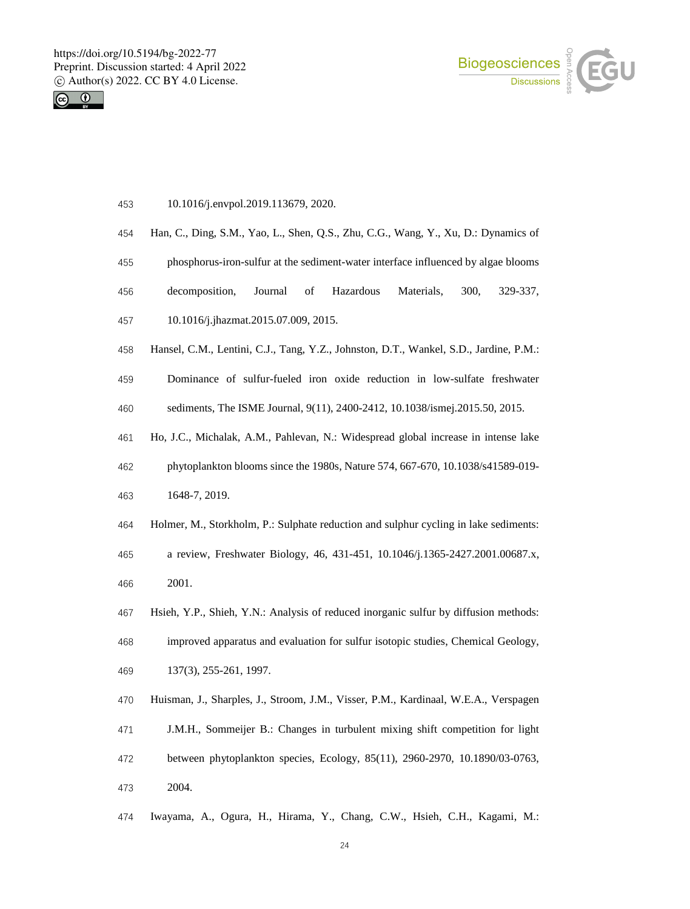10.1016/j.envpol.2019.113679, 2020.

Han, C., Ding, S.M., Yao, L., Shen, Q.S., Zhu, C.G., Wang, Y., Xu, D.: Dynamics of phosphorus-iron-sulfur at the sediment-water interface influenced by algae blooms decomposition, Journal of Hazardous Materials, 300, 329-337, 10.1016/j.jhazmat.2015.07.009, 2015.

Hansel, C.M., Lentini, C.J., Tang, Y.Z., Johnston, D.T., Wankel, S.D., Jardine, P.M.: Dominance of sulfur-fueled iron oxide reduction in low-sulfate freshwater sediments, The ISME Journal, 9(11), 2400-2412, 10.1038/ismej.2015.50, 2015.

Ho, J.C., Michalak, A.M., Pahlevan, N.: Widespread global increase in intense lake phytoplankton blooms since the 1980s, Nature 574, 667-670, 10.1038/s41589-019-1648-7, 2019.

Holmer, M., Storkholm, P.: Sulphate reduction and sulphur cycling in lake sediments: a review, Freshwater Biology, 46, 431-451, 10.1046/j.1365-2427.2001.00687.x, 2001.

Hsieh, Y.P., Shieh, Y.N.: Analysis of reduced inorganic sulfur by diffusion methods: improved apparatus and evaluation for sulfur isotopic studies, Chemical Geology, 137(3), 255-261, 1997.

Huisman, J., Sharples, J., Stroom, J.M., Visser, P.M., Kardinaal, W.E.A., Verspagen J.M.H., Sommeijer B.: Changes in turbulent mixing shift competition for light between phytoplankton species, Ecology, 85(11), 2960-2970, 10.1890/03-0763, 2004.

Iwayama, A., Ogura, H., Hirama, Y., Chang, C.W., Hsieh, C.H., Kagami, M.: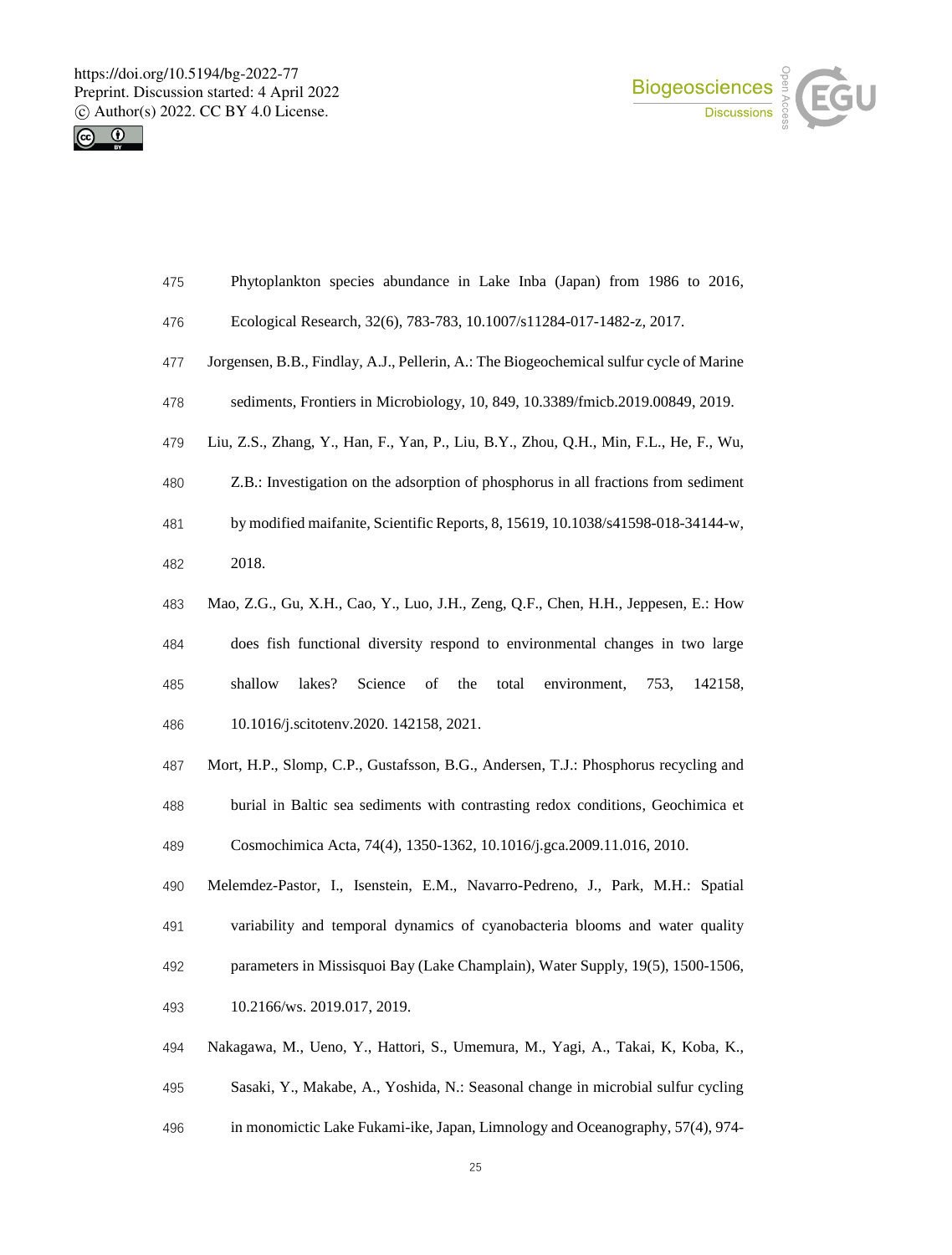Phytoplankton species abundance in Lake Inba (Japan) from 1986 to 2016, Ecological Research, 32(6), 783-783, 10.1007/s11284-017-1482-z, 2017.

Jorgensen, B.B., Findlay, A.J., Pellerin, A.: The Biogeochemical sulfur cycle of Marine sediments, Frontiers in Microbiology, 10, 849, 10.3389/fmicb.2019.00849, 2019.

Liu, Z.S., Zhang, Y., Han, F., Yan, P., Liu, B.Y., Zhou, Q.H., Min, F.L., He, F., Wu, Z.B.: Investigation on the adsorption of phosphorus in all fractions from sediment by modified maifanite, Scientific Reports, 8, 15619, 10.1038/s41598-018-34144-w, 2018.

Mao, Z.G., Gu, X.H., Cao, Y., Luo, J.H., Zeng, Q.F., Chen, H.H., Jeppesen, E.: How does fish functional diversity respond to environmental changes in two large shallow lakes? Science of the total environment, 753, 142158, 10.1016/j.scitotenv.2020. 142158, 2021.

Mort, H.P., Slomp, C.P., Gustafsson, B.G., Andersen, T.J.: Phosphorus recycling and burial in Baltic sea sediments with contrasting redox conditions, Geochimica et Cosmochimica Acta, 74(4), 1350-1362, 10.1016/j.gca.2009.11.016, 2010.

Melemdez-Pastor, I., Isenstein, E.M., Navarro-Pedreno, J., Park, M.H.: Spatial variability and temporal dynamics of cyanobacteria blooms and water quality parameters in Missisquoi Bay (Lake Champlain), Water Supply, 19(5), 1500-1506, 10.2166/ws. 2019.017, 2019.

Nakagawa, M., Ueno, Y., Hattori, S., Umemura, M., Yagi, A., Takai, K, Koba, K., Sasaki, Y., Makabe, A., Yoshida, N.: Seasonal change in microbial sulfur cycling in monomictic Lake Fukami-ike, Japan, Limnology and Oceanography, 57(4), 974-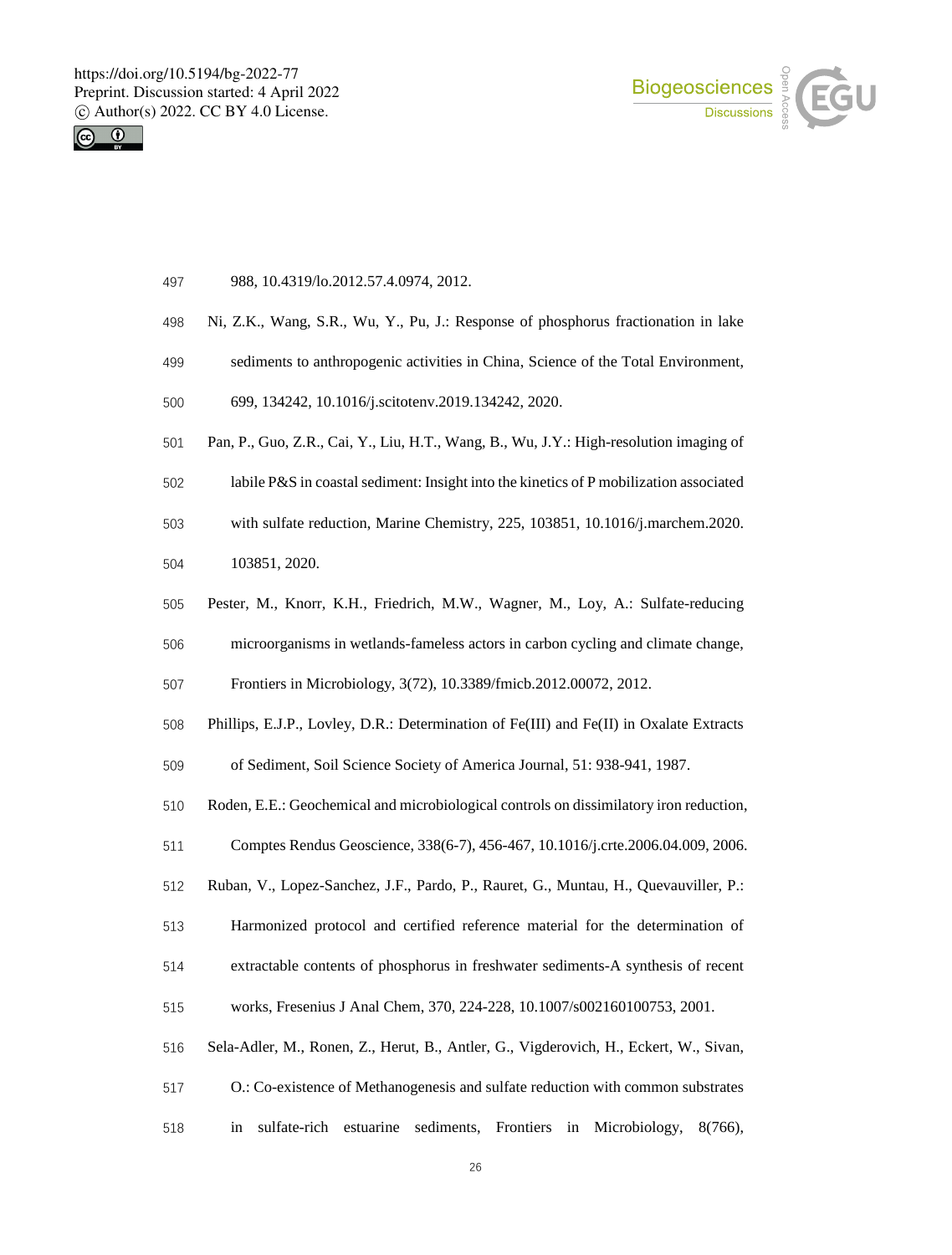988, 10.4319/lo.2012.57.4.0974, 2012.

Ni, Z.K., Wang, S.R., Wu, Y., Pu, J.: Response of phosphorus fractionation in lake sediments to anthropogenic activities in China, Science of the Total Environment, 699, 134242, 10.1016/j.scitotenv.2019.134242, 2020.

Pan, P., Guo, Z.R., Cai, Y., Liu, H.T., Wang, B., Wu, J.Y.: High-resolution imaging of labile P&S in coastal sediment: Insight into the kinetics of P mobilization associated with sulfate reduction, Marine Chemistry, 225, 103851, 10.1016/j.marchem.2020. 103851, 2020.

Pester, M., Knorr, K.H., Friedrich, M.W., Wagner, M., Loy, A.: Sulfate-reducing microorganisms in wetlands-fameless actors in carbon cycling and climate change, Frontiers in Microbiology, 3(72), 10.3389/fmicb.2012.00072, 2012.

Phillips, E.J.P., Lovley, D.R.: Determination of Fe(III) and Fe(II) in Oxalate Extracts of Sediment, Soil Science Society of America Journal, 51: 938-941, 1987.

Roden, E.E.: Geochemical and microbiological controls on dissimilatory iron reduction, Comptes Rendus Geoscience, 338(6-7), 456-467, 10.1016/j.crte.2006.04.009, 2006.

Ruban, V., Lopez-Sanchez, J.F., Pardo, P., Rauret, G., Muntau, H., Quevauviller, P.: Harmonized protocol and certified reference material for the determination of extractable contents of phosphorus in freshwater sediments-A synthesis of recent works, Fresenius J Anal Chem, 370, 224-228, 10.1007/s002160100753, 2001.

Sela-Adler, M., Ronen, Z., Herut, B., Antler, G., Vigderovich, H., Eckert, W., Sivan, O.: Co-existence of Methanogenesis and sulfate reduction with common substrates in sulfate-rich estuarine sediments, Frontiers in Microbiology, 8(766),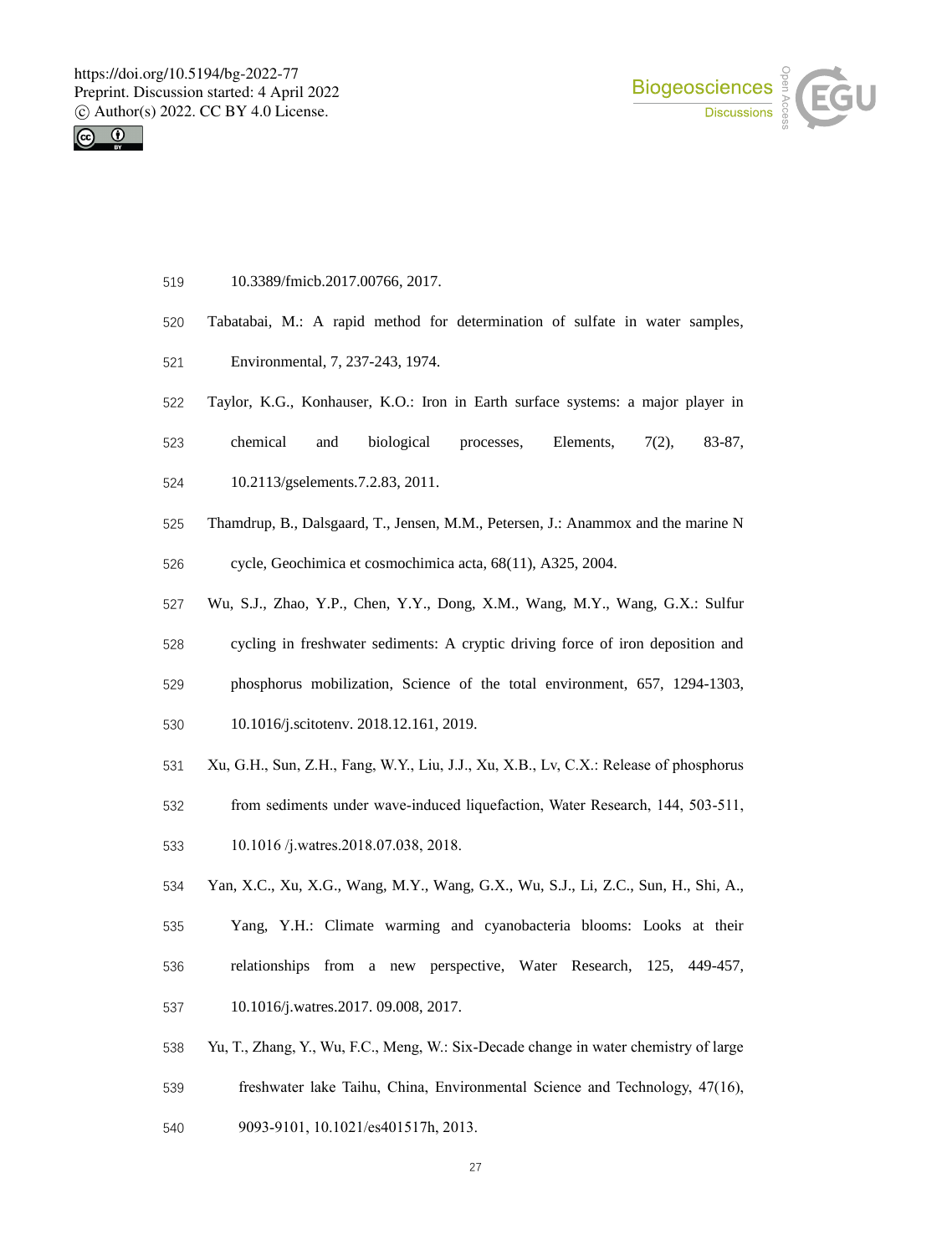10.3389/fmicb.2017.00766, 2017.

Tabatabai, M.: A rapid method for determination of sulfate in water samples, Environmental, 7, 237-243, 1974.

Taylor, K.G., Konhauser, K.O.: Iron in Earth surface systems: a major player in chemical and biological processes, Elements, 7(2), 83-87, 10.2113/gselements.7.2.83, 2011.

Thamdrup, B., Dalsgaard, T., Jensen, M.M., Petersen, J.: Anammox and the marine N cycle, Geochimica et cosmochimica acta, 68(11), A325, 2004.

Wu, S.J., Zhao, Y.P., Chen, Y.Y., Dong, X.M., Wang, M.Y., Wang, G.X.: Sulfur cycling in freshwater sediments: A cryptic driving force of iron deposition and phosphorus mobilization, Science of the total environment, 657, 1294-1303, 10.1016/j.scitotenv. 2018.12.161, 2019.

Xu, G.H., Sun, Z.H., Fang, W.Y., Liu, J.J., Xu, X.B., Lv, C.X.: Release of phosphorus from sediments under wave-induced liquefaction, Water Research, 144, 503-511, 10.1016 /j.watres.2018.07.038, 2018.

Yan, X.C., Xu, X.G., Wang, M.Y., Wang, G.X., Wu, S.J., Li, Z.C., Sun, H., Shi, A., Yang, Y.H.: Climate warming and cyanobacteria blooms: Looks at their relationships from a new perspective, Water Research, 125, 449-457, 10.1016/j.watres.2017. 09.008, 2017.

Yu, T., Zhang, Y., Wu, F.C., Meng, W.: Six-Decade change in water chemistry of large freshwater lake Taihu, China, Environmental Science and Technology, 47(16), 9093-9101, 10.1021/es401517h, 2013.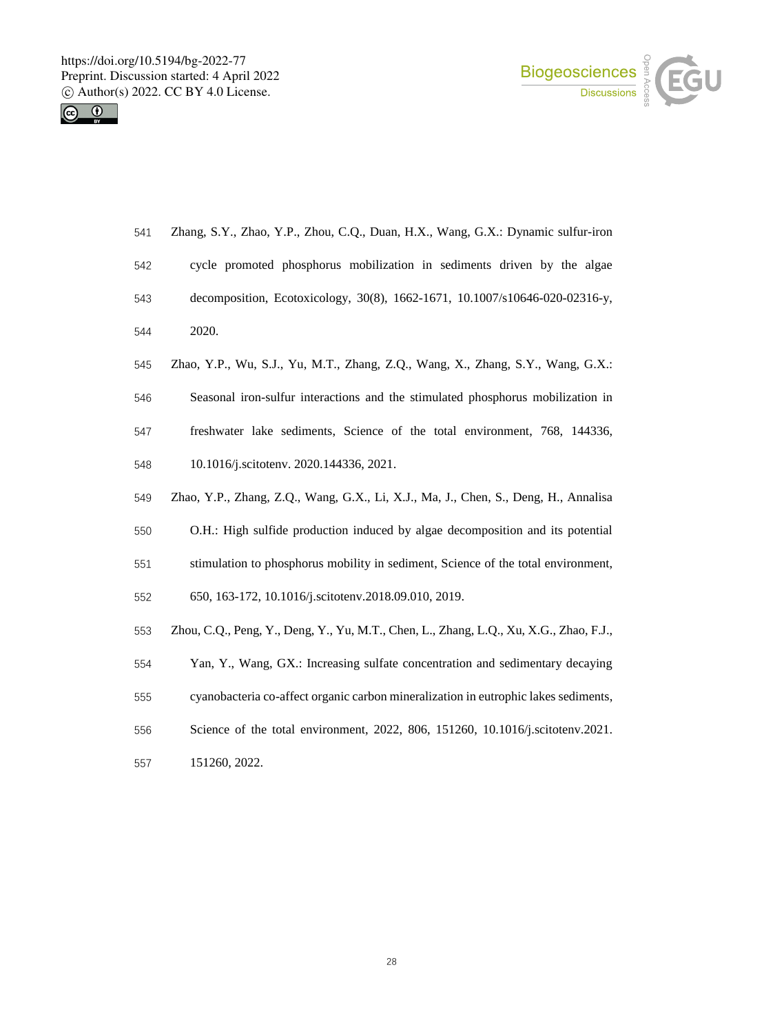Zhang, S.Y., Zhao, Y.P., Zhou, C.Q., Duan, H.X., Wang, G.X.: Dynamic sulfur-iron cycle promoted phosphorus mobilization in sediments driven by the algae decomposition, Ecotoxicology, 30(8), 1662-1671, 10.1007/s10646-020-02316-y, 2020.

Zhao, Y.P., Wu, S.J., Yu, M.T., Zhang, Z.Q., Wang, X., Zhang, S.Y., Wang, G.X.: Seasonal iron-sulfur interactions and the stimulated phosphorus mobilization in freshwater lake sediments, Science of the total environment, 768, 144336, 10.1016/j.scitotenv. 2020.144336, 2021.

Zhao, Y.P., Zhang, Z.Q., Wang, G.X., Li, X.J., Ma, J., Chen, S., Deng, H., Annalisa O.H.: High sulfide production induced by algae decomposition and its potential stimulation to phosphorus mobility in sediment, Science of the total environment, 650, 163-172, 10.1016/j.scitotenv.2018.09.010, 2019.

Zhou, C.Q., Peng, Y., Deng, Y., Yu, M.T., Chen, L., Zhang, L.Q., Xu, X.G., Zhao, F.J., Yan, Y., Wang, GX.: Increasing sulfate concentration and sedimentary decaying cyanobacteria co-affect organic carbon mineralization in eutrophic lakes sediments, Science of the total environment, 2022, 806, 151260, 10.1016/j.scitotenv.2021. 151260, 2022.